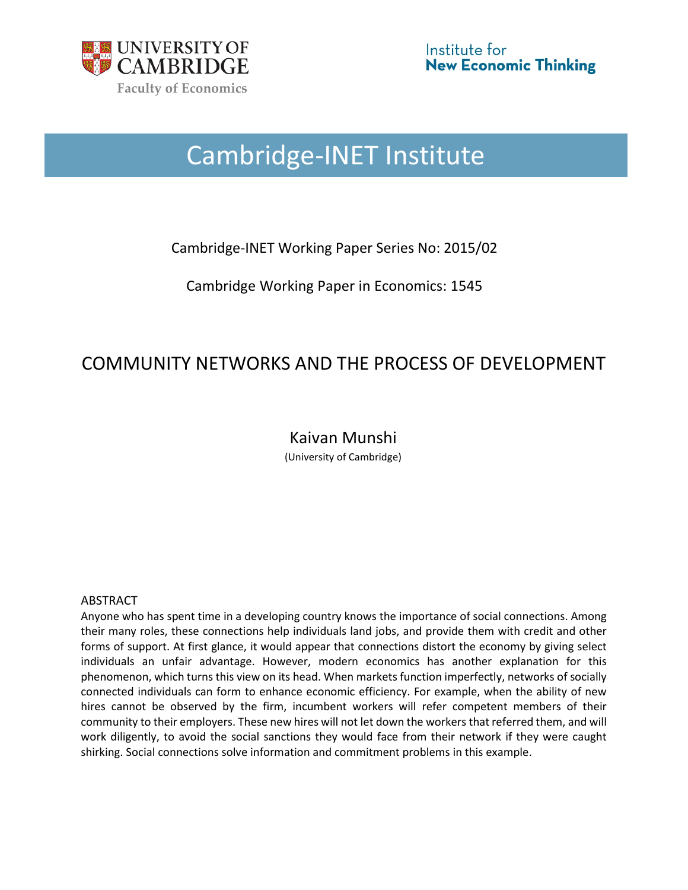UNIVERSITY OF CAMBRIDGE
Faculty of Economics

Institute for
**New Economic Thinking**

# Cambridge-INET Institute

Cambridge-INET Working Paper Series No: 2015/02

Cambridge Working Paper in Economics: 1545

## COMMUNITY NETWORKS AND THE PROCESS OF DEVELOPMENT

Kaivan Munshi
(University of Cambridge)

ABSTRACT

Anyone who has spent time in a developing country knows the importance of social connections. Among their many roles, these connections help individuals land jobs, and provide them with credit and other forms of support. At first glance, it would appear that connections distort the economy by giving select individuals an unfair advantage. However, modern economics has another explanation for this phenomenon, which turns this view on its head. When markets function imperfectly, networks of socially connected individuals can form to enhance economic efficiency. For example, when the ability of new hires cannot be observed by the firm, incumbent workers will refer competent members of their community to their employers. These new hires will not let down the workers that referred them, and will work diligently, to avoid the social sanctions they would face from their network if they were caught shirking. Social connections solve information and commitment problems in this example.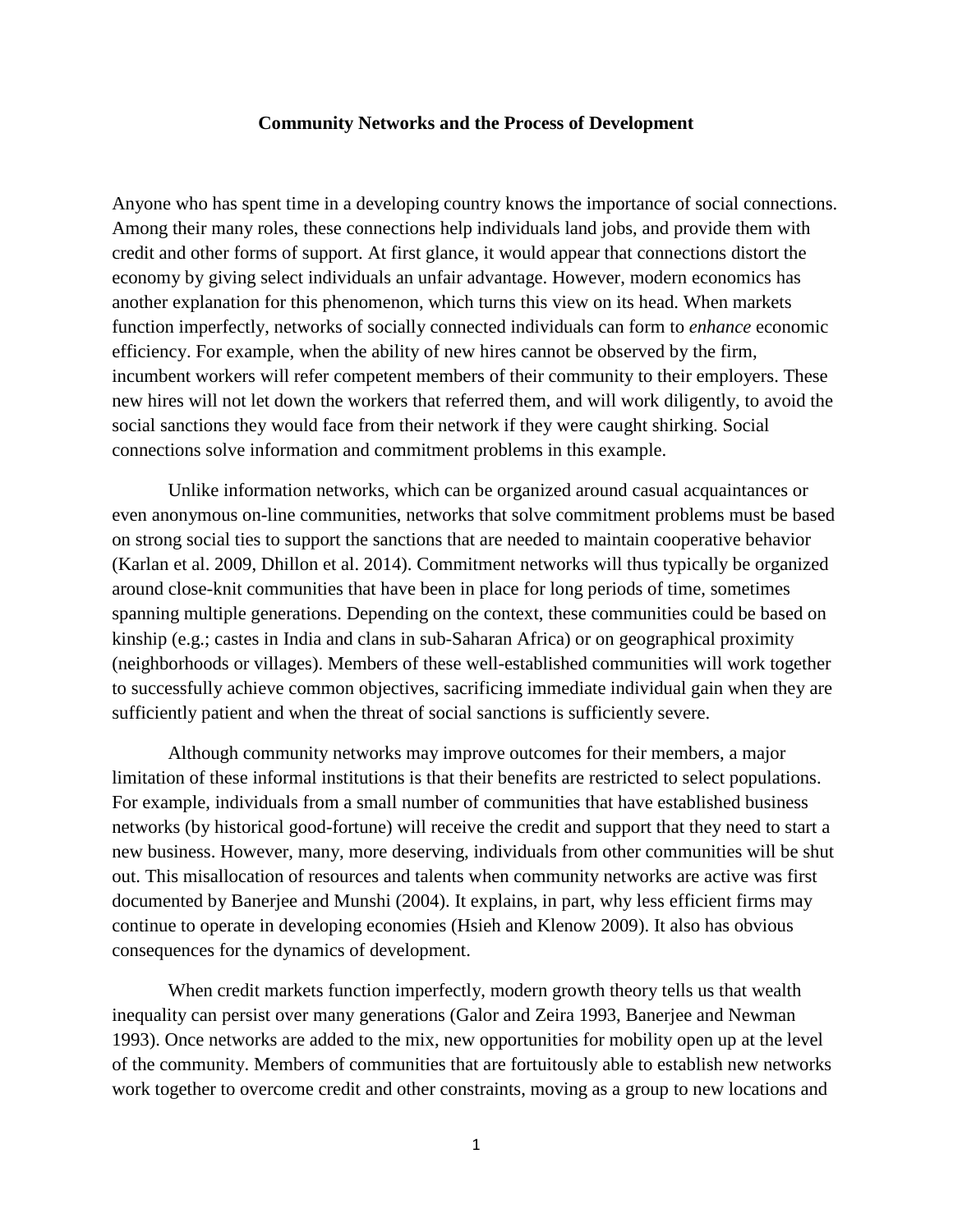**Community Networks and the Process of Development**

Anyone who has spent time in a developing country knows the importance of social connections. Among their many roles, these connections help individuals land jobs, and provide them with credit and other forms of support. At first glance, it would appear that connections distort the economy by giving select individuals an unfair advantage. However, modern economics has another explanation for this phenomenon, which turns this view on its head. When markets function imperfectly, networks of socially connected individuals can form to *enhance* economic efficiency. For example, when the ability of new hires cannot be observed by the firm, incumbent workers will refer competent members of their community to their employers. These new hires will not let down the workers that referred them, and will work diligently, to avoid the social sanctions they would face from their network if they were caught shirking. Social connections solve information and commitment problems in this example.

Unlike information networks, which can be organized around casual acquaintances or even anonymous on-line communities, networks that solve commitment problems must be based on strong social ties to support the sanctions that are needed to maintain cooperative behavior (Karlan et al. 2009, Dhillon et al. 2014). Commitment networks will thus typically be organized around close-knit communities that have been in place for long periods of time, sometimes spanning multiple generations. Depending on the context, these communities could be based on kinship (e.g.; castes in India and clans in sub-Saharan Africa) or on geographical proximity (neighborhoods or villages). Members of these well-established communities will work together to successfully achieve common objectives, sacrificing immediate individual gain when they are sufficiently patient and when the threat of social sanctions is sufficiently severe.

Although community networks may improve outcomes for their members, a major limitation of these informal institutions is that their benefits are restricted to select populations. For example, individuals from a small number of communities that have established business networks (by historical good-fortune) will receive the credit and support that they need to start a new business. However, many, more deserving, individuals from other communities will be shut out. This misallocation of resources and talents when community networks are active was first documented by Banerjee and Munshi (2004). It explains, in part, why less efficient firms may continue to operate in developing economies (Hsieh and Klenow 2009). It also has obvious consequences for the dynamics of development.

When credit markets function imperfectly, modern growth theory tells us that wealth inequality can persist over many generations (Galor and Zeira 1993, Banerjee and Newman 1993). Once networks are added to the mix, new opportunities for mobility open up at the level of the community. Members of communities that are fortuitously able to establish new networks work together to overcome credit and other constraints, moving as a group to new locations and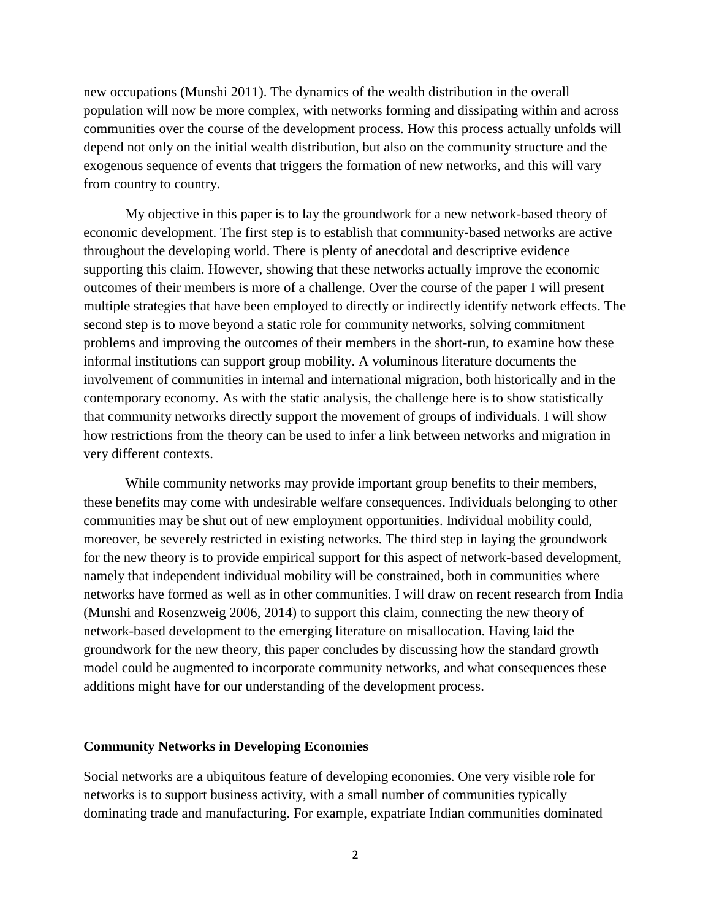new occupations (Munshi 2011). The dynamics of the wealth distribution in the overall population will now be more complex, with networks forming and dissipating within and across communities over the course of the development process. How this process actually unfolds will depend not only on the initial wealth distribution, but also on the community structure and the exogenous sequence of events that triggers the formation of new networks, and this will vary from country to country.

My objective in this paper is to lay the groundwork for a new network-based theory of economic development. The first step is to establish that community-based networks are active throughout the developing world. There is plenty of anecdotal and descriptive evidence supporting this claim. However, showing that these networks actually improve the economic outcomes of their members is more of a challenge. Over the course of the paper I will present multiple strategies that have been employed to directly or indirectly identify network effects. The second step is to move beyond a static role for community networks, solving commitment problems and improving the outcomes of their members in the short-run, to examine how these informal institutions can support group mobility. A voluminous literature documents the involvement of communities in internal and international migration, both historically and in the contemporary economy. As with the static analysis, the challenge here is to show statistically that community networks directly support the movement of groups of individuals. I will show how restrictions from the theory can be used to infer a link between networks and migration in very different contexts.

While community networks may provide important group benefits to their members, these benefits may come with undesirable welfare consequences. Individuals belonging to other communities may be shut out of new employment opportunities. Individual mobility could, moreover, be severely restricted in existing networks. The third step in laying the groundwork for the new theory is to provide empirical support for this aspect of network-based development, namely that independent individual mobility will be constrained, both in communities where networks have formed as well as in other communities. I will draw on recent research from India (Munshi and Rosenzweig 2006, 2014) to support this claim, connecting the new theory of network-based development to the emerging literature on misallocation. Having laid the groundwork for the new theory, this paper concludes by discussing how the standard growth model could be augmented to incorporate community networks, and what consequences these additions might have for our understanding of the development process.

## Community Networks in Developing Economies

Social networks are a ubiquitous feature of developing economies. One very visible role for networks is to support business activity, with a small number of communities typically dominating trade and manufacturing. For example, expatriate Indian communities dominated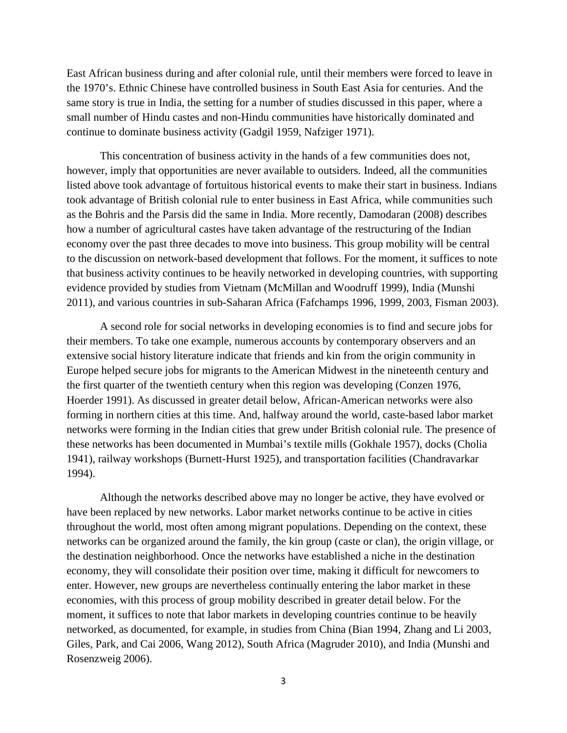East African business during and after colonial rule, until their members were forced to leave in the 1970's. Ethnic Chinese have controlled business in South East Asia for centuries. And the same story is true in India, the setting for a number of studies discussed in this paper, where a small number of Hindu castes and non-Hindu communities have historically dominated and continue to dominate business activity (Gadgil 1959, Nafziger 1971).

This concentration of business activity in the hands of a few communities does not, however, imply that opportunities are never available to outsiders. Indeed, all the communities listed above took advantage of fortuitous historical events to make their start in business. Indians took advantage of British colonial rule to enter business in East Africa, while communities such as the Bohris and the Parsis did the same in India. More recently, Damodaran (2008) describes how a number of agricultural castes have taken advantage of the restructuring of the Indian economy over the past three decades to move into business. This group mobility will be central to the discussion on network-based development that follows. For the moment, it suffices to note that business activity continues to be heavily networked in developing countries, with supporting evidence provided by studies from Vietnam (McMillan and Woodruff 1999), India (Munshi 2011), and various countries in sub-Saharan Africa (Fafchamps 1996, 1999, 2003, Fisman 2003).

A second role for social networks in developing economies is to find and secure jobs for their members. To take one example, numerous accounts by contemporary observers and an extensive social history literature indicate that friends and kin from the origin community in Europe helped secure jobs for migrants to the American Midwest in the nineteenth century and the first quarter of the twentieth century when this region was developing (Conzen 1976, Hoerder 1991). As discussed in greater detail below, African-American networks were also forming in northern cities at this time. And, halfway around the world, caste-based labor market networks were forming in the Indian cities that grew under British colonial rule. The presence of these networks has been documented in Mumbai's textile mills (Gokhale 1957), docks (Cholia 1941), railway workshops (Burnett-Hurst 1925), and transportation facilities (Chandravarkar 1994).

Although the networks described above may no longer be active, they have evolved or have been replaced by new networks. Labor market networks continue to be active in cities throughout the world, most often among migrant populations. Depending on the context, these networks can be organized around the family, the kin group (caste or clan), the origin village, or the destination neighborhood. Once the networks have established a niche in the destination economy, they will consolidate their position over time, making it difficult for newcomers to enter. However, new groups are nevertheless continually entering the labor market in these economies, with this process of group mobility described in greater detail below. For the moment, it suffices to note that labor markets in developing countries continue to be heavily networked, as documented, for example, in studies from China (Bian 1994, Zhang and Li 2003, Giles, Park, and Cai 2006, Wang 2012), South Africa (Magruder 2010), and India (Munshi and Rosenzweig 2006).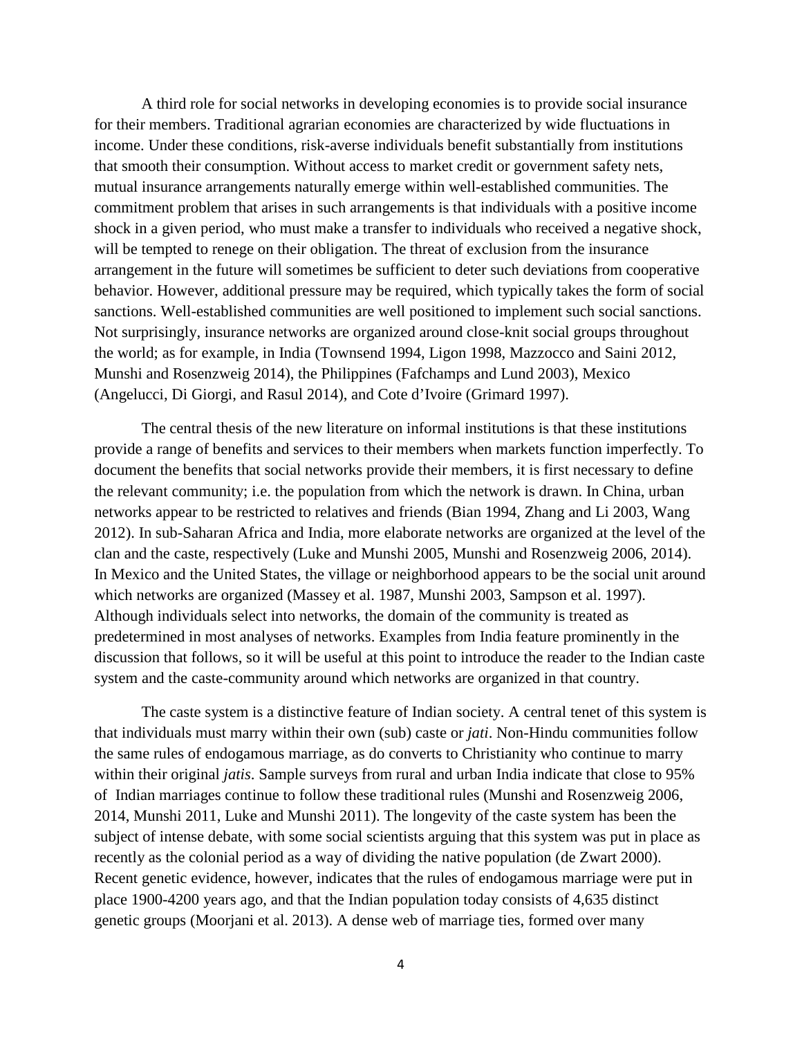A third role for social networks in developing economies is to provide social insurance for their members. Traditional agrarian economies are characterized by wide fluctuations in income. Under these conditions, risk-averse individuals benefit substantially from institutions that smooth their consumption. Without access to market credit or government safety nets, mutual insurance arrangements naturally emerge within well-established communities. The commitment problem that arises in such arrangements is that individuals with a positive income shock in a given period, who must make a transfer to individuals who received a negative shock, will be tempted to renege on their obligation. The threat of exclusion from the insurance arrangement in the future will sometimes be sufficient to deter such deviations from cooperative behavior. However, additional pressure may be required, which typically takes the form of social sanctions. Well-established communities are well positioned to implement such social sanctions. Not surprisingly, insurance networks are organized around close-knit social groups throughout the world; as for example, in India (Townsend 1994, Ligon 1998, Mazzocco and Saini 2012, Munshi and Rosenzweig 2014), the Philippines (Fafchamps and Lund 2003), Mexico (Angelucci, Di Giorgi, and Rasul 2014), and Cote d'Ivoire (Grimard 1997).

The central thesis of the new literature on informal institutions is that these institutions provide a range of benefits and services to their members when markets function imperfectly. To document the benefits that social networks provide their members, it is first necessary to define the relevant community; i.e. the population from which the network is drawn. In China, urban networks appear to be restricted to relatives and friends (Bian 1994, Zhang and Li 2003, Wang 2012). In sub-Saharan Africa and India, more elaborate networks are organized at the level of the clan and the caste, respectively (Luke and Munshi 2005, Munshi and Rosenzweig 2006, 2014). In Mexico and the United States, the village or neighborhood appears to be the social unit around which networks are organized (Massey et al. 1987, Munshi 2003, Sampson et al. 1997). Although individuals select into networks, the domain of the community is treated as predetermined in most analyses of networks. Examples from India feature prominently in the discussion that follows, so it will be useful at this point to introduce the reader to the Indian caste system and the caste-community around which networks are organized in that country.

The caste system is a distinctive feature of Indian society. A central tenet of this system is that individuals must marry within their own (sub) caste or *jati*. Non-Hindu communities follow the same rules of endogamous marriage, as do converts to Christianity who continue to marry within their original *jatis*. Sample surveys from rural and urban India indicate that close to 95% of Indian marriages continue to follow these traditional rules (Munshi and Rosenzweig 2006, 2014, Munshi 2011, Luke and Munshi 2011). The longevity of the caste system has been the subject of intense debate, with some social scientists arguing that this system was put in place as recently as the colonial period as a way of dividing the native population (de Zwart 2000). Recent genetic evidence, however, indicates that the rules of endogamous marriage were put in place 1900-4200 years ago, and that the Indian population today consists of 4,635 distinct genetic groups (Moorjani et al. 2013). A dense web of marriage ties, formed over many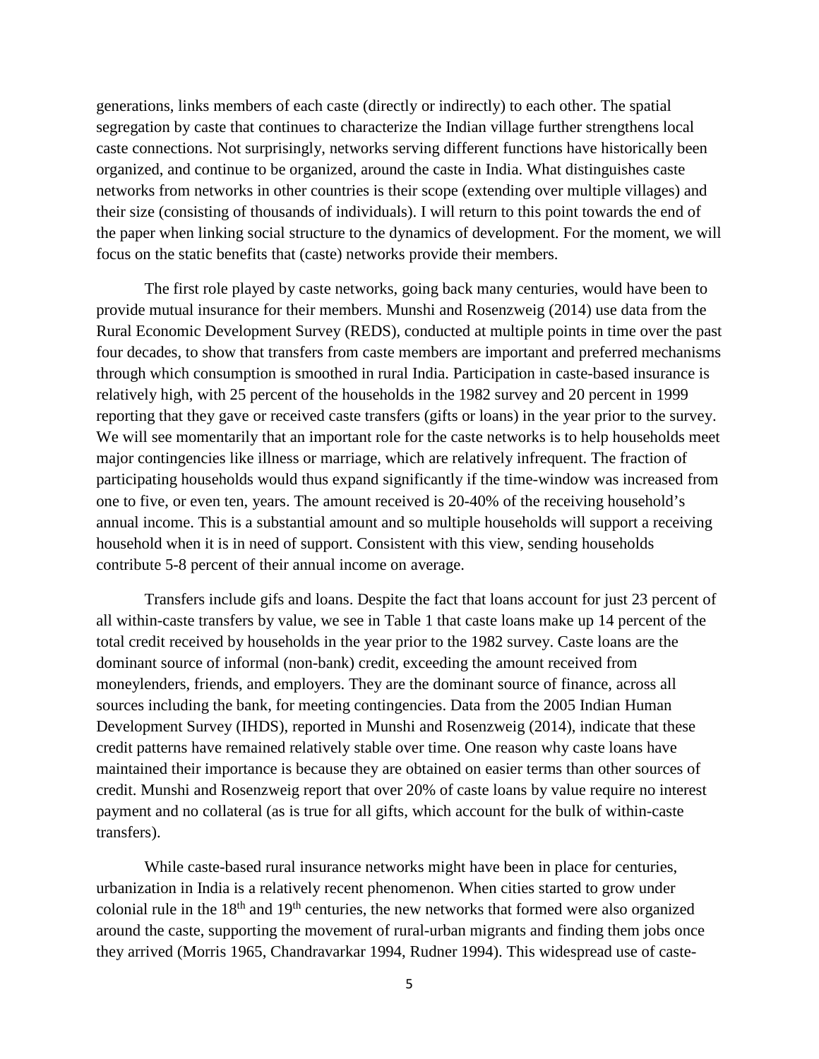generations, links members of each caste (directly or indirectly) to each other. The spatial segregation by caste that continues to characterize the Indian village further strengthens local caste connections. Not surprisingly, networks serving different functions have historically been organized, and continue to be organized, around the caste in India. What distinguishes caste networks from networks in other countries is their scope (extending over multiple villages) and their size (consisting of thousands of individuals). I will return to this point towards the end of the paper when linking social structure to the dynamics of development. For the moment, we will focus on the static benefits that (caste) networks provide their members.

The first role played by caste networks, going back many centuries, would have been to provide mutual insurance for their members. Munshi and Rosenzweig (2014) use data from the Rural Economic Development Survey (REDS), conducted at multiple points in time over the past four decades, to show that transfers from caste members are important and preferred mechanisms through which consumption is smoothed in rural India. Participation in caste-based insurance is relatively high, with 25 percent of the households in the 1982 survey and 20 percent in 1999 reporting that they gave or received caste transfers (gifts or loans) in the year prior to the survey. We will see momentarily that an important role for the caste networks is to help households meet major contingencies like illness or marriage, which are relatively infrequent. The fraction of participating households would thus expand significantly if the time-window was increased from one to five, or even ten, years. The amount received is 20-40% of the receiving household's annual income. This is a substantial amount and so multiple households will support a receiving household when it is in need of support. Consistent with this view, sending households contribute 5-8 percent of their annual income on average.

Transfers include gifs and loans. Despite the fact that loans account for just 23 percent of all within-caste transfers by value, we see in Table 1 that caste loans make up 14 percent of the total credit received by households in the year prior to the 1982 survey. Caste loans are the dominant source of informal (non-bank) credit, exceeding the amount received from moneylenders, friends, and employers. They are the dominant source of finance, across all sources including the bank, for meeting contingencies. Data from the 2005 Indian Human Development Survey (IHDS), reported in Munshi and Rosenzweig (2014), indicate that these credit patterns have remained relatively stable over time. One reason why caste loans have maintained their importance is because they are obtained on easier terms than other sources of credit. Munshi and Rosenzweig report that over 20% of caste loans by value require no interest payment and no collateral (as is true for all gifts, which account for the bulk of within-caste transfers).

While caste-based rural insurance networks might have been in place for centuries, urbanization in India is a relatively recent phenomenon. When cities started to grow under colonial rule in the 18th and 19th centuries, the new networks that formed were also organized around the caste, supporting the movement of rural-urban migrants and finding them jobs once they arrived (Morris 1965, Chandravarkar 1994, Rudner 1994). This widespread use of caste-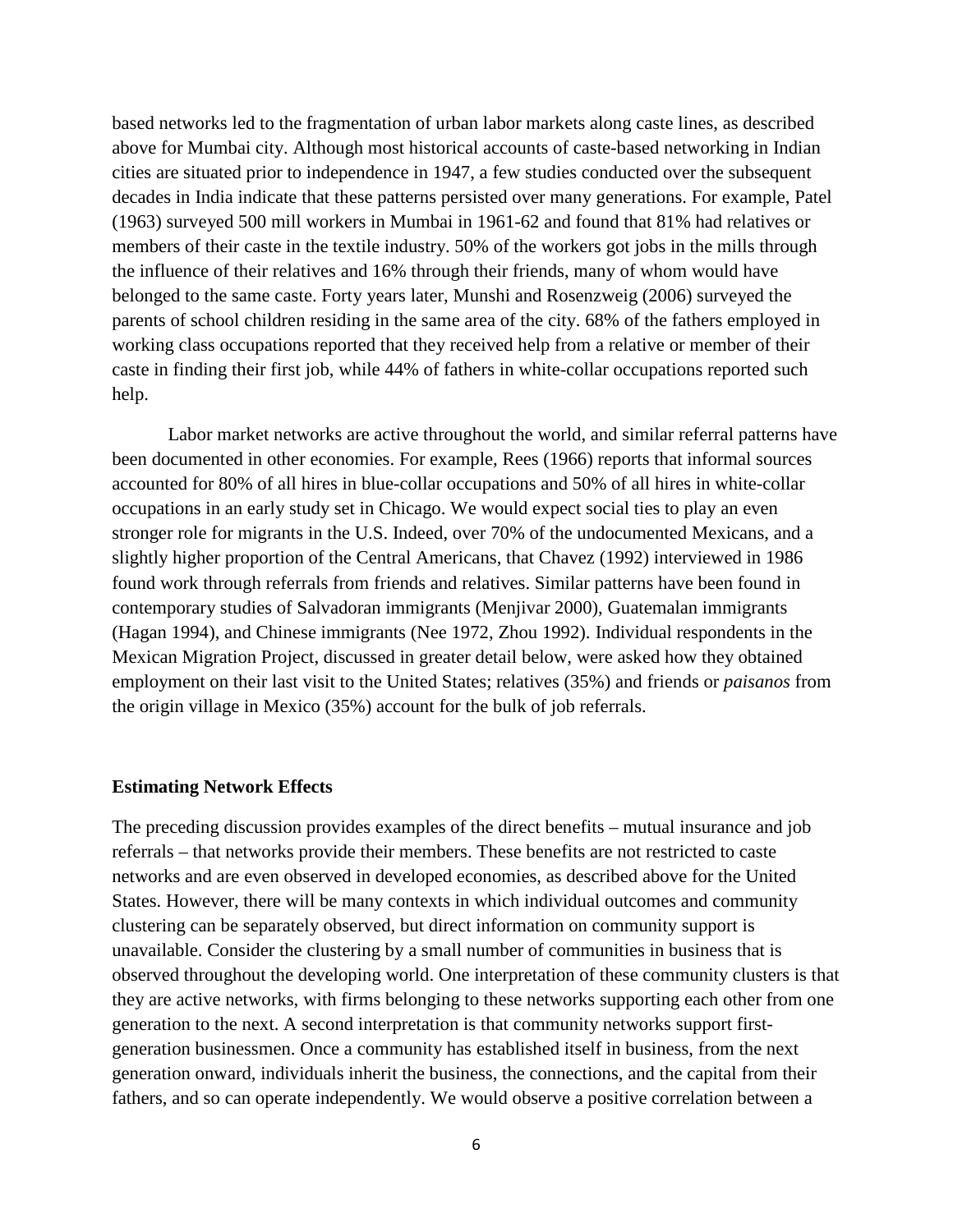based networks led to the fragmentation of urban labor markets along caste lines, as described above for Mumbai city. Although most historical accounts of caste-based networking in Indian cities are situated prior to independence in 1947, a few studies conducted over the subsequent decades in India indicate that these patterns persisted over many generations. For example, Patel (1963) surveyed 500 mill workers in Mumbai in 1961-62 and found that 81% had relatives or members of their caste in the textile industry. 50% of the workers got jobs in the mills through the influence of their relatives and 16% through their friends, many of whom would have belonged to the same caste. Forty years later, Munshi and Rosenzweig (2006) surveyed the parents of school children residing in the same area of the city. 68% of the fathers employed in working class occupations reported that they received help from a relative or member of their caste in finding their first job, while 44% of fathers in white-collar occupations reported such help.

Labor market networks are active throughout the world, and similar referral patterns have been documented in other economies. For example, Rees (1966) reports that informal sources accounted for 80% of all hires in blue-collar occupations and 50% of all hires in white-collar occupations in an early study set in Chicago. We would expect social ties to play an even stronger role for migrants in the U.S. Indeed, over 70% of the undocumented Mexicans, and a slightly higher proportion of the Central Americans, that Chavez (1992) interviewed in 1986 found work through referrals from friends and relatives. Similar patterns have been found in contemporary studies of Salvadoran immigrants (Menjivar 2000), Guatemalan immigrants (Hagan 1994), and Chinese immigrants (Nee 1972, Zhou 1992). Individual respondents in the Mexican Migration Project, discussed in greater detail below, were asked how they obtained employment on their last visit to the United States; relatives (35%) and friends or *paisanos* from the origin village in Mexico (35%) account for the bulk of job referrals.

### Estimating Network Effects

The preceding discussion provides examples of the direct benefits – mutual insurance and job referrals – that networks provide their members. These benefits are not restricted to caste networks and are even observed in developed economies, as described above for the United States. However, there will be many contexts in which individual outcomes and community clustering can be separately observed, but direct information on community support is unavailable. Consider the clustering by a small number of communities in business that is observed throughout the developing world. One interpretation of these community clusters is that they are active networks, with firms belonging to these networks supporting each other from one generation to the next. A second interpretation is that community networks support first-generation businessmen. Once a community has established itself in business, from the next generation onward, individuals inherit the business, the connections, and the capital from their fathers, and so can operate independently. We would observe a positive correlation between a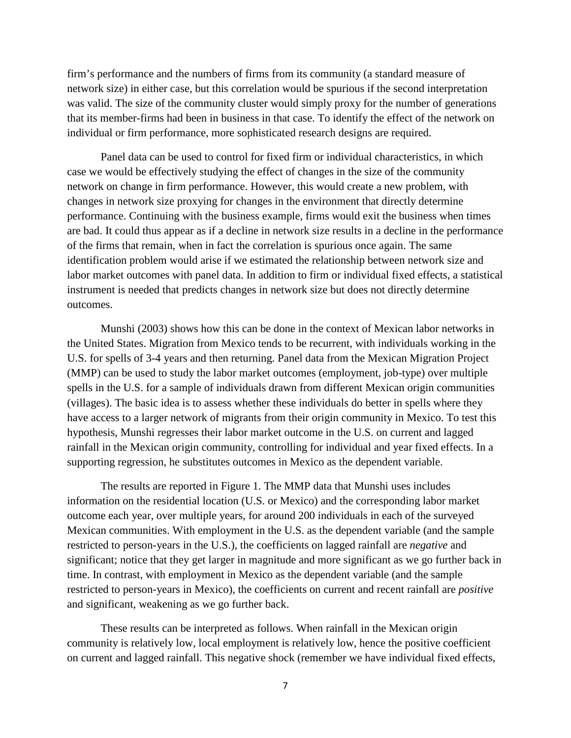firm's performance and the numbers of firms from its community (a standard measure of network size) in either case, but this correlation would be spurious if the second interpretation was valid. The size of the community cluster would simply proxy for the number of generations that its member-firms had been in business in that case. To identify the effect of the network on individual or firm performance, more sophisticated research designs are required.

Panel data can be used to control for fixed firm or individual characteristics, in which case we would be effectively studying the effect of changes in the size of the community network on change in firm performance. However, this would create a new problem, with changes in network size proxying for changes in the environment that directly determine performance. Continuing with the business example, firms would exit the business when times are bad. It could thus appear as if a decline in network size results in a decline in the performance of the firms that remain, when in fact the correlation is spurious once again. The same identification problem would arise if we estimated the relationship between network size and labor market outcomes with panel data. In addition to firm or individual fixed effects, a statistical instrument is needed that predicts changes in network size but does not directly determine outcomes.

Munshi (2003) shows how this can be done in the context of Mexican labor networks in the United States. Migration from Mexico tends to be recurrent, with individuals working in the U.S. for spells of 3-4 years and then returning. Panel data from the Mexican Migration Project (MMP) can be used to study the labor market outcomes (employment, job-type) over multiple spells in the U.S. for a sample of individuals drawn from different Mexican origin communities (villages). The basic idea is to assess whether these individuals do better in spells where they have access to a larger network of migrants from their origin community in Mexico. To test this hypothesis, Munshi regresses their labor market outcome in the U.S. on current and lagged rainfall in the Mexican origin community, controlling for individual and year fixed effects. In a supporting regression, he substitutes outcomes in Mexico as the dependent variable.

The results are reported in Figure 1. The MMP data that Munshi uses includes information on the residential location (U.S. or Mexico) and the corresponding labor market outcome each year, over multiple years, for around 200 individuals in each of the surveyed Mexican communities. With employment in the U.S. as the dependent variable (and the sample restricted to person-years in the U.S.), the coefficients on lagged rainfall are *negative* and significant; notice that they get larger in magnitude and more significant as we go further back in time. In contrast, with employment in Mexico as the dependent variable (and the sample restricted to person-years in Mexico), the coefficients on current and recent rainfall are *positive* and significant, weakening as we go further back.

These results can be interpreted as follows. When rainfall in the Mexican origin community is relatively low, local employment is relatively low, hence the positive coefficient on current and lagged rainfall. This negative shock (remember we have individual fixed effects,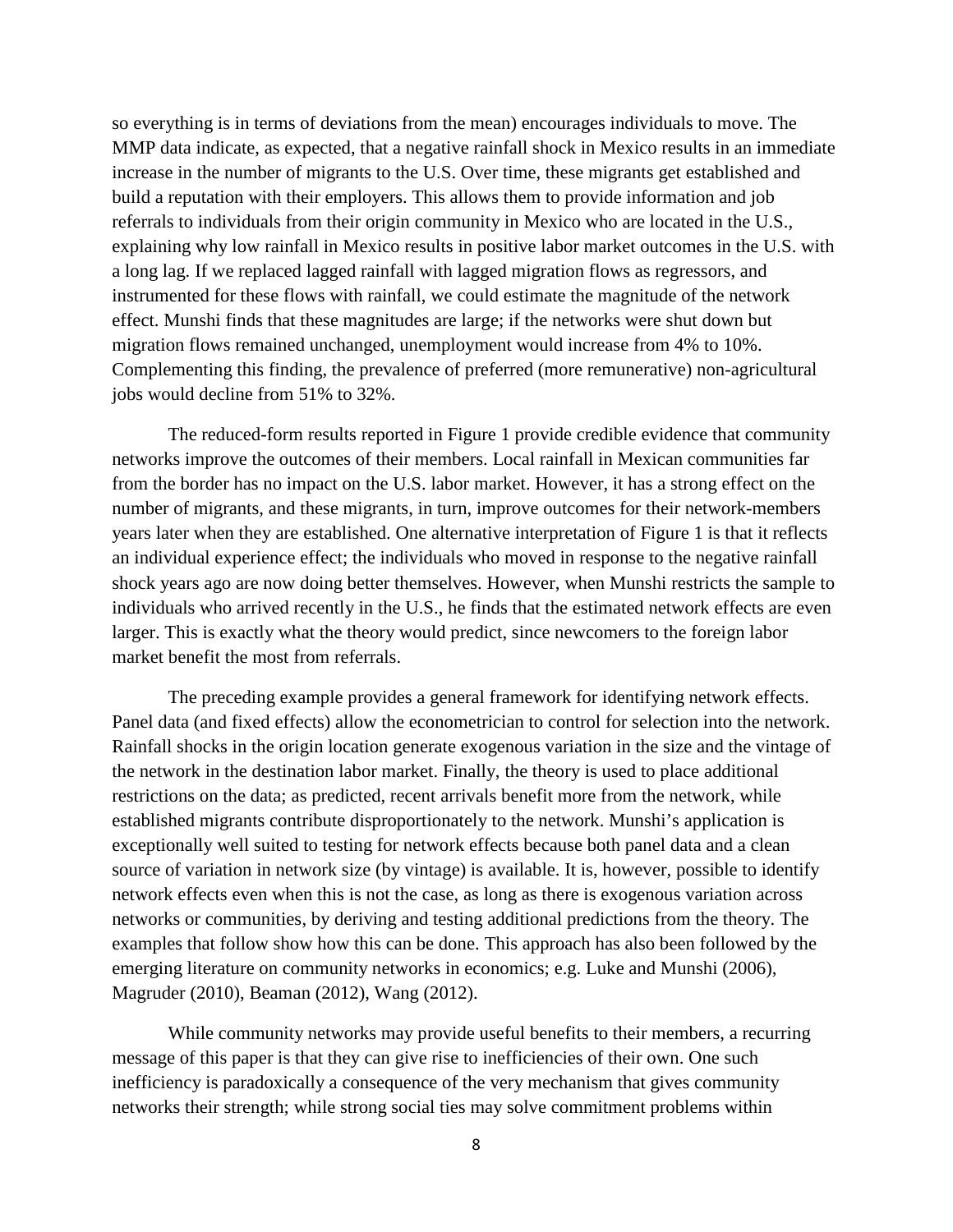so everything is in terms of deviations from the mean) encourages individuals to move. The MMP data indicate, as expected, that a negative rainfall shock in Mexico results in an immediate increase in the number of migrants to the U.S. Over time, these migrants get established and build a reputation with their employers. This allows them to provide information and job referrals to individuals from their origin community in Mexico who are located in the U.S., explaining why low rainfall in Mexico results in positive labor market outcomes in the U.S. with a long lag. If we replaced lagged rainfall with lagged migration flows as regressors, and instrumented for these flows with rainfall, we could estimate the magnitude of the network effect. Munshi finds that these magnitudes are large; if the networks were shut down but migration flows remained unchanged, unemployment would increase from 4% to 10%. Complementing this finding, the prevalence of preferred (more remunerative) non-agricultural jobs would decline from 51% to 32%.

The reduced-form results reported in Figure 1 provide credible evidence that community networks improve the outcomes of their members. Local rainfall in Mexican communities far from the border has no impact on the U.S. labor market. However, it has a strong effect on the number of migrants, and these migrants, in turn, improve outcomes for their network-members years later when they are established. One alternative interpretation of Figure 1 is that it reflects an individual experience effect; the individuals who moved in response to the negative rainfall shock years ago are now doing better themselves. However, when Munshi restricts the sample to individuals who arrived recently in the U.S., he finds that the estimated network effects are even larger. This is exactly what the theory would predict, since newcomers to the foreign labor market benefit the most from referrals.

The preceding example provides a general framework for identifying network effects. Panel data (and fixed effects) allow the econometrician to control for selection into the network. Rainfall shocks in the origin location generate exogenous variation in the size and the vintage of the network in the destination labor market. Finally, the theory is used to place additional restrictions on the data; as predicted, recent arrivals benefit more from the network, while established migrants contribute disproportionately to the network. Munshi's application is exceptionally well suited to testing for network effects because both panel data and a clean source of variation in network size (by vintage) is available. It is, however, possible to identify network effects even when this is not the case, as long as there is exogenous variation across networks or communities, by deriving and testing additional predictions from the theory. The examples that follow show how this can be done. This approach has also been followed by the emerging literature on community networks in economics; e.g. Luke and Munshi (2006), Magruder (2010), Beaman (2012), Wang (2012).

While community networks may provide useful benefits to their members, a recurring message of this paper is that they can give rise to inefficiencies of their own. One such inefficiency is paradoxically a consequence of the very mechanism that gives community networks their strength; while strong social ties may solve commitment problems within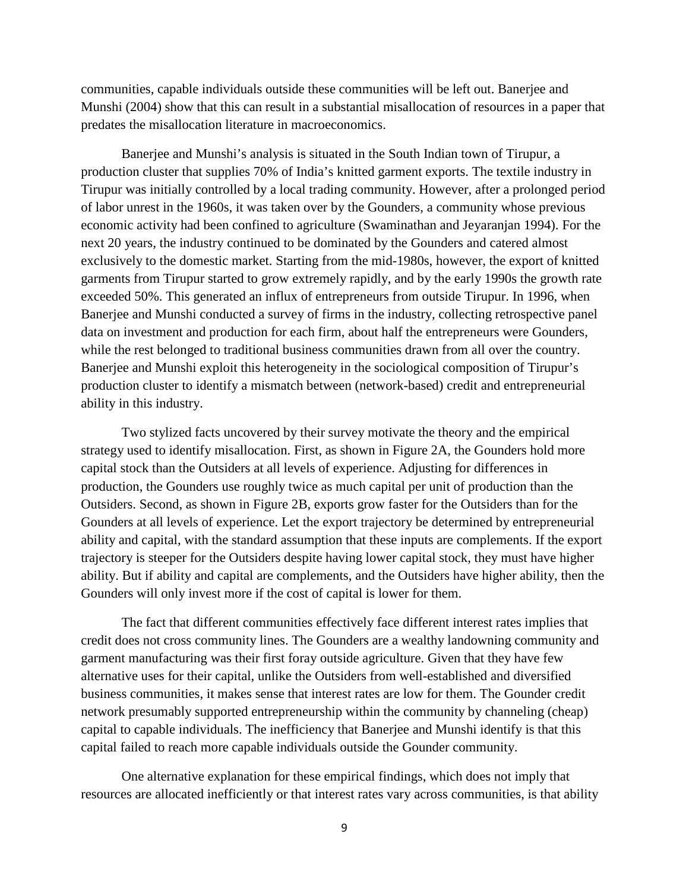communities, capable individuals outside these communities will be left out. Banerjee and Munshi (2004) show that this can result in a substantial misallocation of resources in a paper that predates the misallocation literature in macroeconomics.

Banerjee and Munshi's analysis is situated in the South Indian town of Tirupur, a production cluster that supplies 70% of India's knitted garment exports. The textile industry in Tirupur was initially controlled by a local trading community. However, after a prolonged period of labor unrest in the 1960s, it was taken over by the Gounders, a community whose previous economic activity had been confined to agriculture (Swaminathan and Jeyaranjan 1994). For the next 20 years, the industry continued to be dominated by the Gounders and catered almost exclusively to the domestic market. Starting from the mid-1980s, however, the export of knitted garments from Tirupur started to grow extremely rapidly, and by the early 1990s the growth rate exceeded 50%. This generated an influx of entrepreneurs from outside Tirupur. In 1996, when Banerjee and Munshi conducted a survey of firms in the industry, collecting retrospective panel data on investment and production for each firm, about half the entrepreneurs were Gounders, while the rest belonged to traditional business communities drawn from all over the country. Banerjee and Munshi exploit this heterogeneity in the sociological composition of Tirupur's production cluster to identify a mismatch between (network-based) credit and entrepreneurial ability in this industry.

Two stylized facts uncovered by their survey motivate the theory and the empirical strategy used to identify misallocation. First, as shown in Figure 2A, the Gounders hold more capital stock than the Outsiders at all levels of experience. Adjusting for differences in production, the Gounders use roughly twice as much capital per unit of production than the Outsiders. Second, as shown in Figure 2B, exports grow faster for the Outsiders than for the Gounders at all levels of experience. Let the export trajectory be determined by entrepreneurial ability and capital, with the standard assumption that these inputs are complements. If the export trajectory is steeper for the Outsiders despite having lower capital stock, they must have higher ability. But if ability and capital are complements, and the Outsiders have higher ability, then the Gounders will only invest more if the cost of capital is lower for them.

The fact that different communities effectively face different interest rates implies that credit does not cross community lines. The Gounders are a wealthy landowning community and garment manufacturing was their first foray outside agriculture. Given that they have few alternative uses for their capital, unlike the Outsiders from well-established and diversified business communities, it makes sense that interest rates are low for them. The Gounder credit network presumably supported entrepreneurship within the community by channeling (cheap) capital to capable individuals. The inefficiency that Banerjee and Munshi identify is that this capital failed to reach more capable individuals outside the Gounder community.

One alternative explanation for these empirical findings, which does not imply that resources are allocated inefficiently or that interest rates vary across communities, is that ability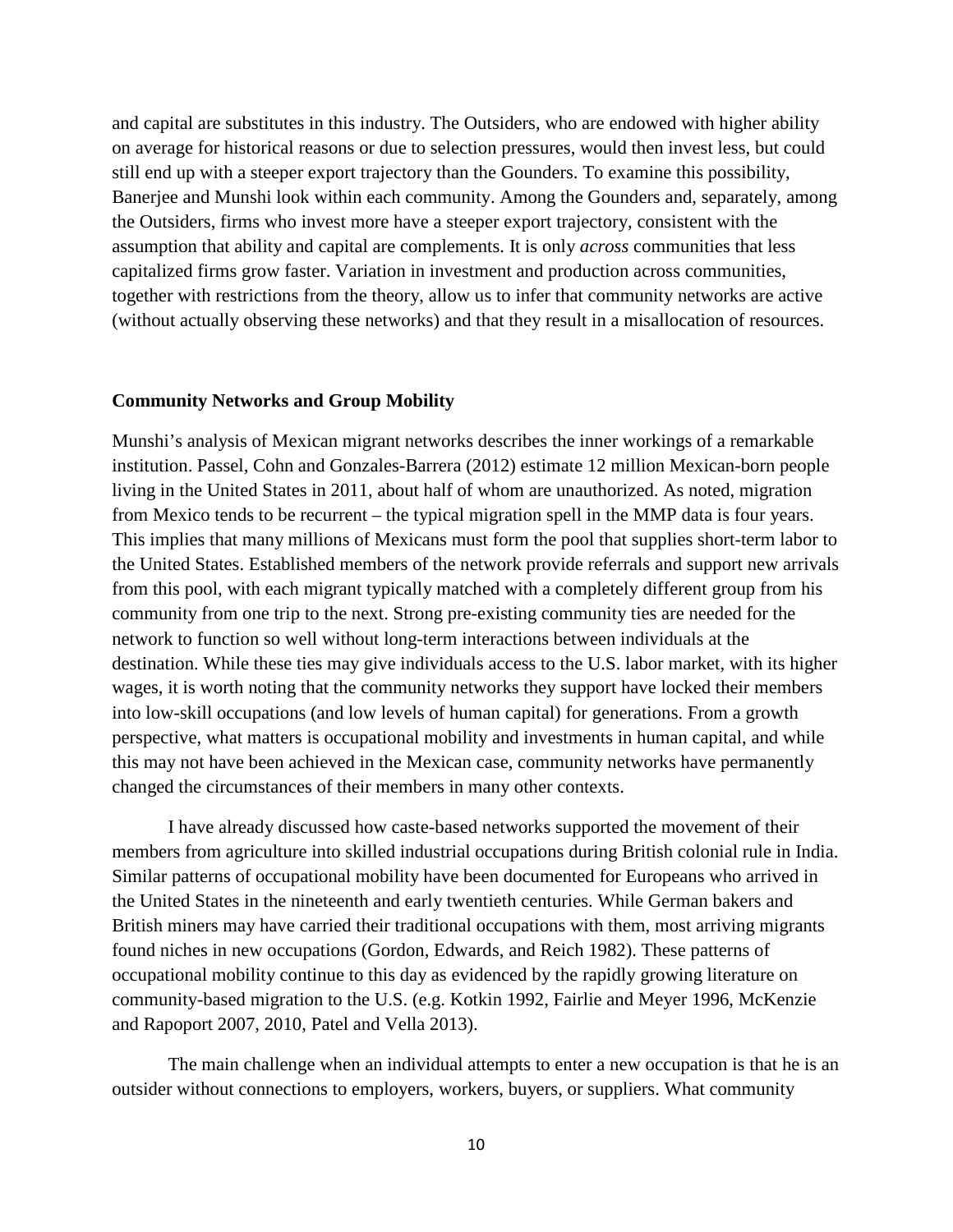and capital are substitutes in this industry. The Outsiders, who are endowed with higher ability on average for historical reasons or due to selection pressures, would then invest less, but could still end up with a steeper export trajectory than the Gounders. To examine this possibility, Banerjee and Munshi look within each community. Among the Gounders and, separately, among the Outsiders, firms who invest more have a steeper export trajectory, consistent with the assumption that ability and capital are complements. It is only *across* communities that less capitalized firms grow faster. Variation in investment and production across communities, together with restrictions from the theory, allow us to infer that community networks are active (without actually observing these networks) and that they result in a misallocation of resources.

**Community Networks and Group Mobility**

Munshi's analysis of Mexican migrant networks describes the inner workings of a remarkable institution. Passel, Cohn and Gonzales-Barrera (2012) estimate 12 million Mexican-born people living in the United States in 2011, about half of whom are unauthorized. As noted, migration from Mexico tends to be recurrent – the typical migration spell in the MMP data is four years. This implies that many millions of Mexicans must form the pool that supplies short-term labor to the United States. Established members of the network provide referrals and support new arrivals from this pool, with each migrant typically matched with a completely different group from his community from one trip to the next. Strong pre-existing community ties are needed for the network to function so well without long-term interactions between individuals at the destination. While these ties may give individuals access to the U.S. labor market, with its higher wages, it is worth noting that the community networks they support have locked their members into low-skill occupations (and low levels of human capital) for generations. From a growth perspective, what matters is occupational mobility and investments in human capital, and while this may not have been achieved in the Mexican case, community networks have permanently changed the circumstances of their members in many other contexts.

I have already discussed how caste-based networks supported the movement of their members from agriculture into skilled industrial occupations during British colonial rule in India. Similar patterns of occupational mobility have been documented for Europeans who arrived in the United States in the nineteenth and early twentieth centuries. While German bakers and British miners may have carried their traditional occupations with them, most arriving migrants found niches in new occupations (Gordon, Edwards, and Reich 1982). These patterns of occupational mobility continue to this day as evidenced by the rapidly growing literature on community-based migration to the U.S. (e.g. Kotkin 1992, Fairlie and Meyer 1996, McKenzie and Rapoport 2007, 2010, Patel and Vella 2013).

The main challenge when an individual attempts to enter a new occupation is that he is an outsider without connections to employers, workers, buyers, or suppliers. What community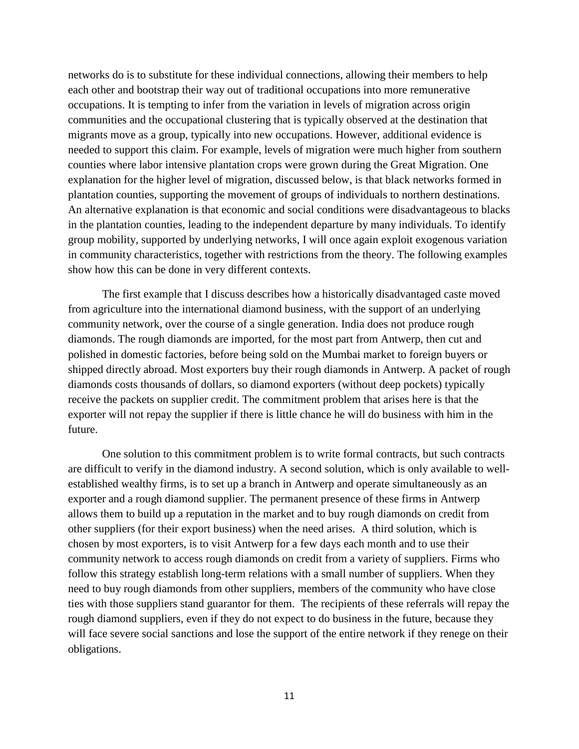networks do is to substitute for these individual connections, allowing their members to help each other and bootstrap their way out of traditional occupations into more remunerative occupations. It is tempting to infer from the variation in levels of migration across origin communities and the occupational clustering that is typically observed at the destination that migrants move as a group, typically into new occupations. However, additional evidence is needed to support this claim. For example, levels of migration were much higher from southern counties where labor intensive plantation crops were grown during the Great Migration. One explanation for the higher level of migration, discussed below, is that black networks formed in plantation counties, supporting the movement of groups of individuals to northern destinations. An alternative explanation is that economic and social conditions were disadvantageous to blacks in the plantation counties, leading to the independent departure by many individuals. To identify group mobility, supported by underlying networks, I will once again exploit exogenous variation in community characteristics, together with restrictions from the theory. The following examples show how this can be done in very different contexts.

The first example that I discuss describes how a historically disadvantaged caste moved from agriculture into the international diamond business, with the support of an underlying community network, over the course of a single generation. India does not produce rough diamonds. The rough diamonds are imported, for the most part from Antwerp, then cut and polished in domestic factories, before being sold on the Mumbai market to foreign buyers or shipped directly abroad. Most exporters buy their rough diamonds in Antwerp. A packet of rough diamonds costs thousands of dollars, so diamond exporters (without deep pockets) typically receive the packets on supplier credit. The commitment problem that arises here is that the exporter will not repay the supplier if there is little chance he will do business with him in the future.

One solution to this commitment problem is to write formal contracts, but such contracts are difficult to verify in the diamond industry. A second solution, which is only available to well-established wealthy firms, is to set up a branch in Antwerp and operate simultaneously as an exporter and a rough diamond supplier. The permanent presence of these firms in Antwerp allows them to build up a reputation in the market and to buy rough diamonds on credit from other suppliers (for their export business) when the need arises. A third solution, which is chosen by most exporters, is to visit Antwerp for a few days each month and to use their community network to access rough diamonds on credit from a variety of suppliers. Firms who follow this strategy establish long-term relations with a small number of suppliers. When they need to buy rough diamonds from other suppliers, members of the community who have close ties with those suppliers stand guarantor for them. The recipients of these referrals will repay the rough diamond suppliers, even if they do not expect to do business in the future, because they will face severe social sanctions and lose the support of the entire network if they renege on their obligations.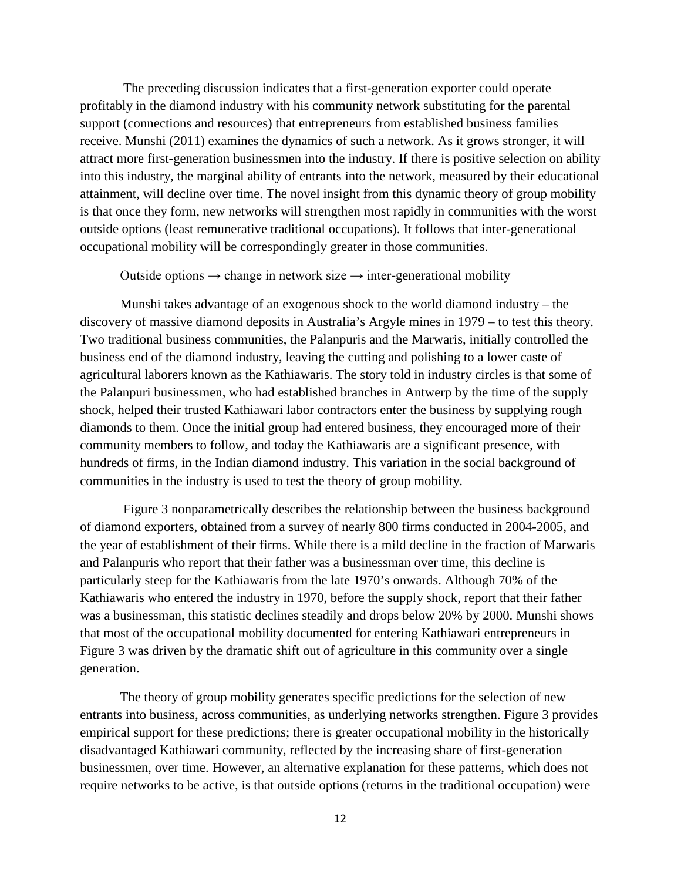The preceding discussion indicates that a first-generation exporter could operate profitably in the diamond industry with his community network substituting for the parental support (connections and resources) that entrepreneurs from established business families receive. Munshi (2011) examines the dynamics of such a network. As it grows stronger, it will attract more first-generation businessmen into the industry. If there is positive selection on ability into this industry, the marginal ability of entrants into the network, measured by their educational attainment, will decline over time. The novel insight from this dynamic theory of group mobility is that once they form, new networks will strengthen most rapidly in communities with the worst outside options (least remunerative traditional occupations). It follows that inter-generational occupational mobility will be correspondingly greater in those communities.

Outside options → change in network size → inter-generational mobility

Munshi takes advantage of an exogenous shock to the world diamond industry – the discovery of massive diamond deposits in Australia's Argyle mines in 1979 – to test this theory. Two traditional business communities, the Palanpuris and the Marwaris, initially controlled the business end of the diamond industry, leaving the cutting and polishing to a lower caste of agricultural laborers known as the Kathiawaris. The story told in industry circles is that some of the Palanpuri businessmen, who had established branches in Antwerp by the time of the supply shock, helped their trusted Kathiawari labor contractors enter the business by supplying rough diamonds to them. Once the initial group had entered business, they encouraged more of their community members to follow, and today the Kathiawaris are a significant presence, with hundreds of firms, in the Indian diamond industry. This variation in the social background of communities in the industry is used to test the theory of group mobility.

Figure 3 nonparametrically describes the relationship between the business background of diamond exporters, obtained from a survey of nearly 800 firms conducted in 2004-2005, and the year of establishment of their firms. While there is a mild decline in the fraction of Marwaris and Palanpuris who report that their father was a businessman over time, this decline is particularly steep for the Kathiawaris from the late 1970's onwards. Although 70% of the Kathiawaris who entered the industry in 1970, before the supply shock, report that their father was a businessman, this statistic declines steadily and drops below 20% by 2000. Munshi shows that most of the occupational mobility documented for entering Kathiawari entrepreneurs in Figure 3 was driven by the dramatic shift out of agriculture in this community over a single generation.

The theory of group mobility generates specific predictions for the selection of new entrants into business, across communities, as underlying networks strengthen. Figure 3 provides empirical support for these predictions; there is greater occupational mobility in the historically disadvantaged Kathiawari community, reflected by the increasing share of first-generation businessmen, over time. However, an alternative explanation for these patterns, which does not require networks to be active, is that outside options (returns in the traditional occupation) were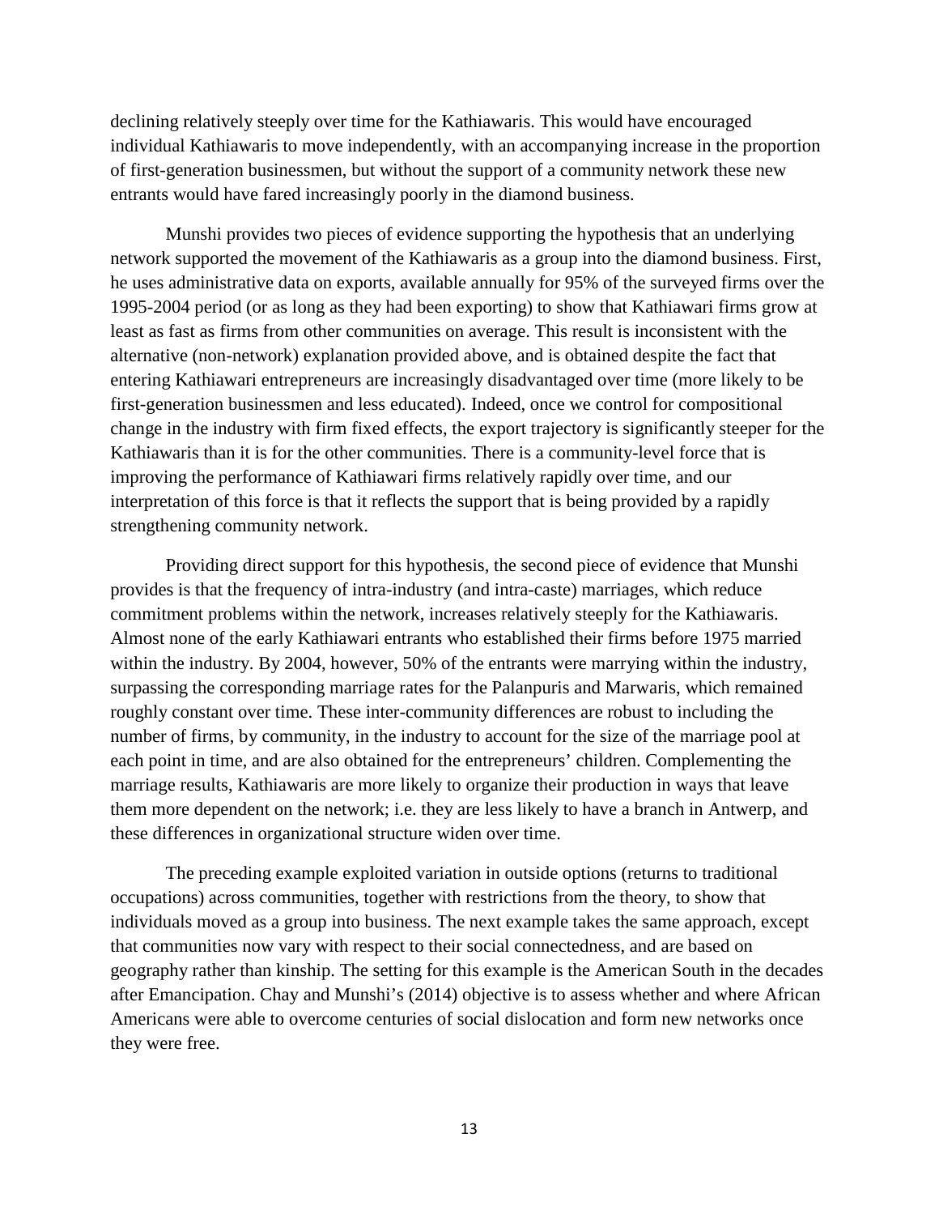declining relatively steeply over time for the Kathiawaris. This would have encouraged individual Kathiawaris to move independently, with an accompanying increase in the proportion of first-generation businessmen, but without the support of a community network these new entrants would have fared increasingly poorly in the diamond business.

Munshi provides two pieces of evidence supporting the hypothesis that an underlying network supported the movement of the Kathiawaris as a group into the diamond business. First, he uses administrative data on exports, available annually for 95% of the surveyed firms over the 1995-2004 period (or as long as they had been exporting) to show that Kathiawari firms grow at least as fast as firms from other communities on average. This result is inconsistent with the alternative (non-network) explanation provided above, and is obtained despite the fact that entering Kathiawari entrepreneurs are increasingly disadvantaged over time (more likely to be first-generation businessmen and less educated). Indeed, once we control for compositional change in the industry with firm fixed effects, the export trajectory is significantly steeper for the Kathiawaris than it is for the other communities. There is a community-level force that is improving the performance of Kathiawari firms relatively rapidly over time, and our interpretation of this force is that it reflects the support that is being provided by a rapidly strengthening community network.

Providing direct support for this hypothesis, the second piece of evidence that Munshi provides is that the frequency of intra-industry (and intra-caste) marriages, which reduce commitment problems within the network, increases relatively steeply for the Kathiawaris. Almost none of the early Kathiawari entrants who established their firms before 1975 married within the industry. By 2004, however, 50% of the entrants were marrying within the industry, surpassing the corresponding marriage rates for the Palanpuris and Marwaris, which remained roughly constant over time. These inter-community differences are robust to including the number of firms, by community, in the industry to account for the size of the marriage pool at each point in time, and are also obtained for the entrepreneurs' children. Complementing the marriage results, Kathiawaris are more likely to organize their production in ways that leave them more dependent on the network; i.e. they are less likely to have a branch in Antwerp, and these differences in organizational structure widen over time.

The preceding example exploited variation in outside options (returns to traditional occupations) across communities, together with restrictions from the theory, to show that individuals moved as a group into business. The next example takes the same approach, except that communities now vary with respect to their social connectedness, and are based on geography rather than kinship. The setting for this example is the American South in the decades after Emancipation. Chay and Munshi's (2014) objective is to assess whether and where African Americans were able to overcome centuries of social dislocation and form new networks once they were free.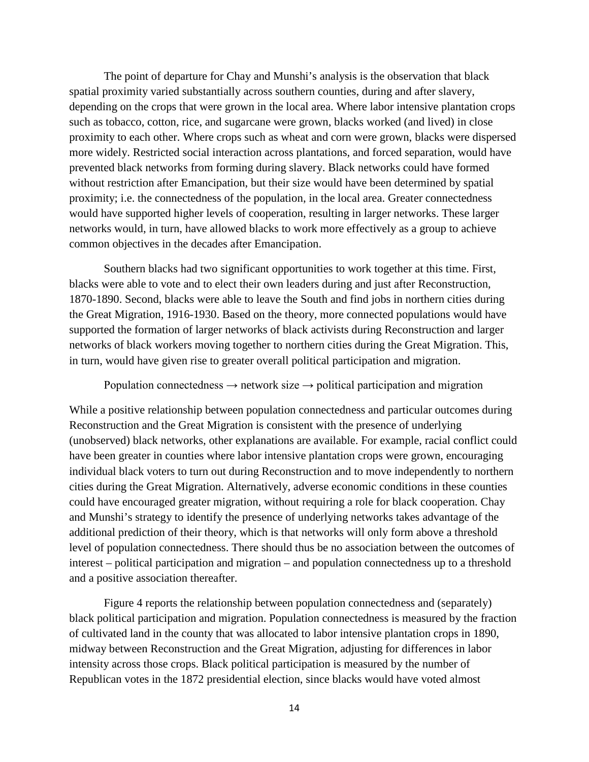The point of departure for Chay and Munshi's analysis is the observation that black spatial proximity varied substantially across southern counties, during and after slavery, depending on the crops that were grown in the local area. Where labor intensive plantation crops such as tobacco, cotton, rice, and sugarcane were grown, blacks worked (and lived) in close proximity to each other. Where crops such as wheat and corn were grown, blacks were dispersed more widely. Restricted social interaction across plantations, and forced separation, would have prevented black networks from forming during slavery. Black networks could have formed without restriction after Emancipation, but their size would have been determined by spatial proximity; i.e. the connectedness of the population, in the local area. Greater connectedness would have supported higher levels of cooperation, resulting in larger networks. These larger networks would, in turn, have allowed blacks to work more effectively as a group to achieve common objectives in the decades after Emancipation.

Southern blacks had two significant opportunities to work together at this time. First, blacks were able to vote and to elect their own leaders during and just after Reconstruction, 1870-1890. Second, blacks were able to leave the South and find jobs in northern cities during the Great Migration, 1916-1930. Based on the theory, more connected populations would have supported the formation of larger networks of black activists during Reconstruction and larger networks of black workers moving together to northern cities during the Great Migration. This, in turn, would have given rise to greater overall political participation and migration.

Population connectedness → network size → political participation and migration

While a positive relationship between population connectedness and particular outcomes during Reconstruction and the Great Migration is consistent with the presence of underlying (unobserved) black networks, other explanations are available. For example, racial conflict could have been greater in counties where labor intensive plantation crops were grown, encouraging individual black voters to turn out during Reconstruction and to move independently to northern cities during the Great Migration. Alternatively, adverse economic conditions in these counties could have encouraged greater migration, without requiring a role for black cooperation. Chay and Munshi's strategy to identify the presence of underlying networks takes advantage of the additional prediction of their theory, which is that networks will only form above a threshold level of population connectedness. There should thus be no association between the outcomes of interest – political participation and migration – and population connectedness up to a threshold and a positive association thereafter.

Figure 4 reports the relationship between population connectedness and (separately) black political participation and migration. Population connectedness is measured by the fraction of cultivated land in the county that was allocated to labor intensive plantation crops in 1890, midway between Reconstruction and the Great Migration, adjusting for differences in labor intensity across those crops. Black political participation is measured by the number of Republican votes in the 1872 presidential election, since blacks would have voted almost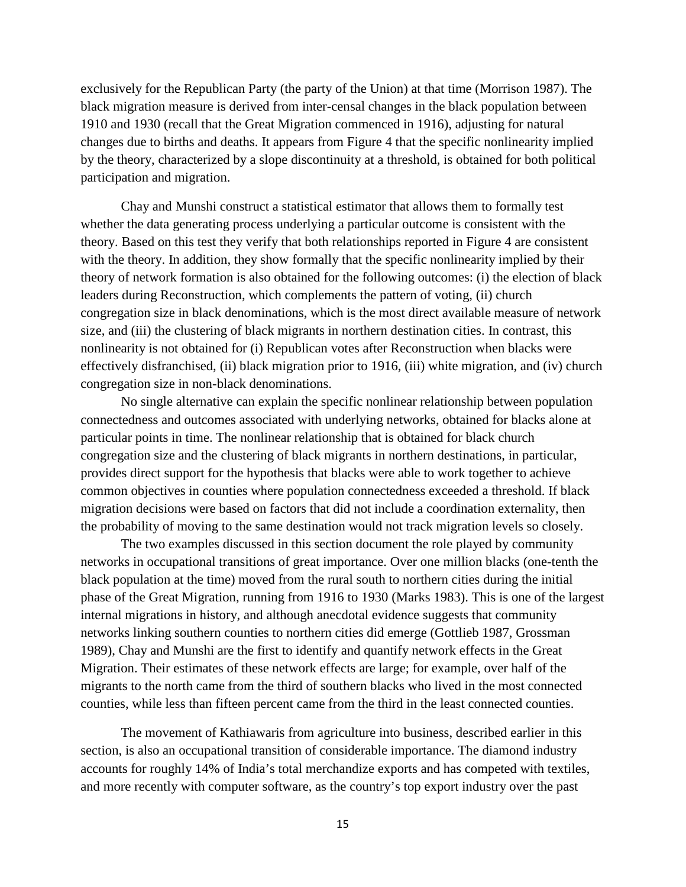exclusively for the Republican Party (the party of the Union) at that time (Morrison 1987). The black migration measure is derived from inter-censal changes in the black population between 1910 and 1930 (recall that the Great Migration commenced in 1916), adjusting for natural changes due to births and deaths. It appears from Figure 4 that the specific nonlinearity implied by the theory, characterized by a slope discontinuity at a threshold, is obtained for both political participation and migration.

Chay and Munshi construct a statistical estimator that allows them to formally test whether the data generating process underlying a particular outcome is consistent with the theory. Based on this test they verify that both relationships reported in Figure 4 are consistent with the theory. In addition, they show formally that the specific nonlinearity implied by their theory of network formation is also obtained for the following outcomes: (i) the election of black leaders during Reconstruction, which complements the pattern of voting, (ii) church congregation size in black denominations, which is the most direct available measure of network size, and (iii) the clustering of black migrants in northern destination cities. In contrast, this nonlinearity is not obtained for (i) Republican votes after Reconstruction when blacks were effectively disfranchised, (ii) black migration prior to 1916, (iii) white migration, and (iv) church congregation size in non-black denominations.

No single alternative can explain the specific nonlinear relationship between population connectedness and outcomes associated with underlying networks, obtained for blacks alone at particular points in time. The nonlinear relationship that is obtained for black church congregation size and the clustering of black migrants in northern destinations, in particular, provides direct support for the hypothesis that blacks were able to work together to achieve common objectives in counties where population connectedness exceeded a threshold. If black migration decisions were based on factors that did not include a coordination externality, then the probability of moving to the same destination would not track migration levels so closely.

The two examples discussed in this section document the role played by community networks in occupational transitions of great importance. Over one million blacks (one-tenth the black population at the time) moved from the rural south to northern cities during the initial phase of the Great Migration, running from 1916 to 1930 (Marks 1983). This is one of the largest internal migrations in history, and although anecdotal evidence suggests that community networks linking southern counties to northern cities did emerge (Gottlieb 1987, Grossman 1989), Chay and Munshi are the first to identify and quantify network effects in the Great Migration. Their estimates of these network effects are large; for example, over half of the migrants to the north came from the third of southern blacks who lived in the most connected counties, while less than fifteen percent came from the third in the least connected counties.

The movement of Kathiawaris from agriculture into business, described earlier in this section, is also an occupational transition of considerable importance. The diamond industry accounts for roughly 14% of India's total merchandize exports and has competed with textiles, and more recently with computer software, as the country's top export industry over the past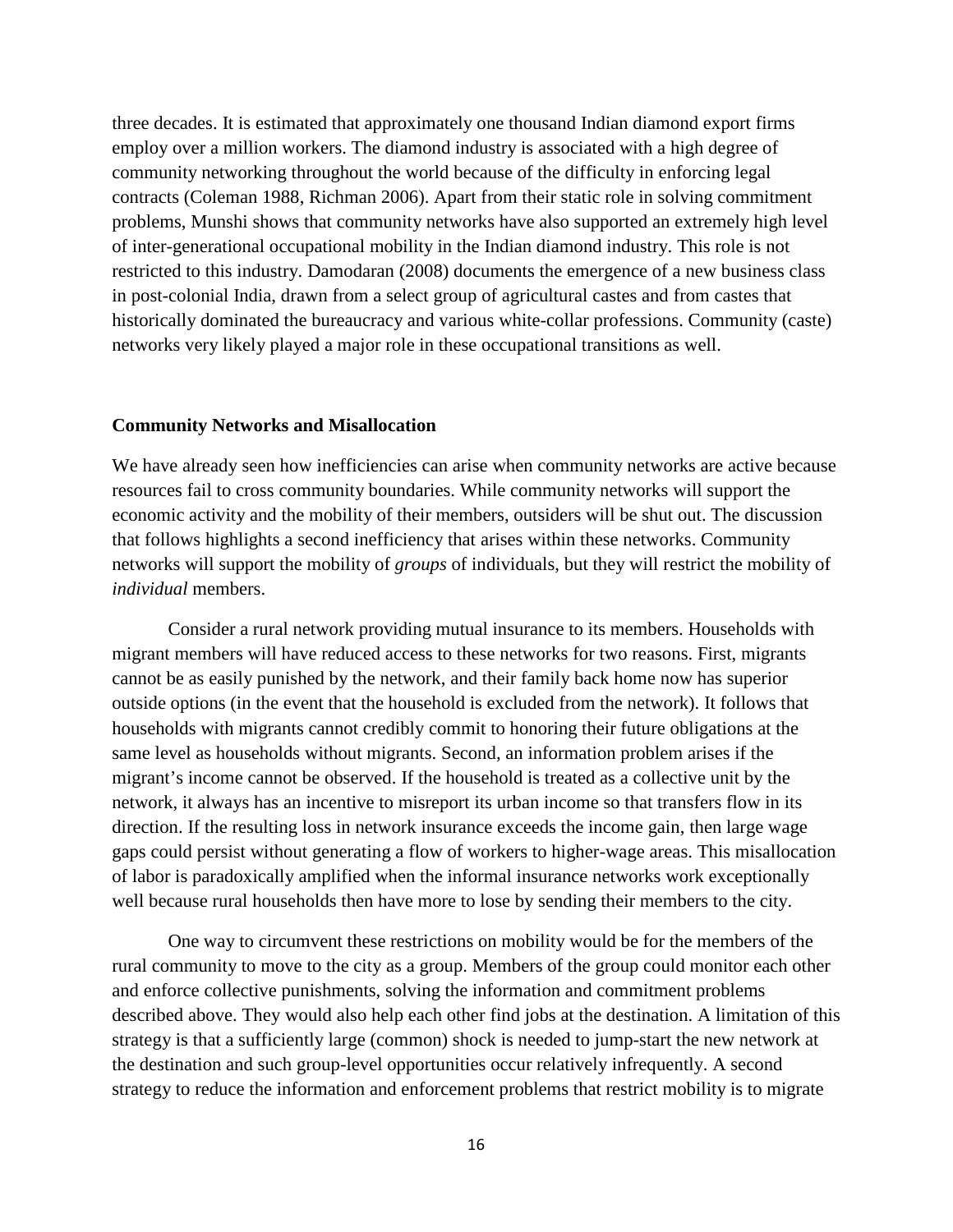three decades. It is estimated that approximately one thousand Indian diamond export firms employ over a million workers. The diamond industry is associated with a high degree of community networking throughout the world because of the difficulty in enforcing legal contracts (Coleman 1988, Richman 2006). Apart from their static role in solving commitment problems, Munshi shows that community networks have also supported an extremely high level of inter-generational occupational mobility in the Indian diamond industry. This role is not restricted to this industry. Damodaran (2008) documents the emergence of a new business class in post-colonial India, drawn from a select group of agricultural castes and from castes that historically dominated the bureaucracy and various white-collar professions. Community (caste) networks very likely played a major role in these occupational transitions as well.

**Community Networks and Misallocation**

We have already seen how inefficiencies can arise when community networks are active because resources fail to cross community boundaries. While community networks will support the economic activity and the mobility of their members, outsiders will be shut out. The discussion that follows highlights a second inefficiency that arises within these networks. Community networks will support the mobility of *groups* of individuals, but they will restrict the mobility of *individual* members.

Consider a rural network providing mutual insurance to its members. Households with migrant members will have reduced access to these networks for two reasons. First, migrants cannot be as easily punished by the network, and their family back home now has superior outside options (in the event that the household is excluded from the network). It follows that households with migrants cannot credibly commit to honoring their future obligations at the same level as households without migrants. Second, an information problem arises if the migrant's income cannot be observed. If the household is treated as a collective unit by the network, it always has an incentive to misreport its urban income so that transfers flow in its direction. If the resulting loss in network insurance exceeds the income gain, then large wage gaps could persist without generating a flow of workers to higher-wage areas. This misallocation of labor is paradoxically amplified when the informal insurance networks work exceptionally well because rural households then have more to lose by sending their members to the city.

One way to circumvent these restrictions on mobility would be for the members of the rural community to move to the city as a group. Members of the group could monitor each other and enforce collective punishments, solving the information and commitment problems described above. They would also help each other find jobs at the destination. A limitation of this strategy is that a sufficiently large (common) shock is needed to jump-start the new network at the destination and such group-level opportunities occur relatively infrequently. A second strategy to reduce the information and enforcement problems that restrict mobility is to migrate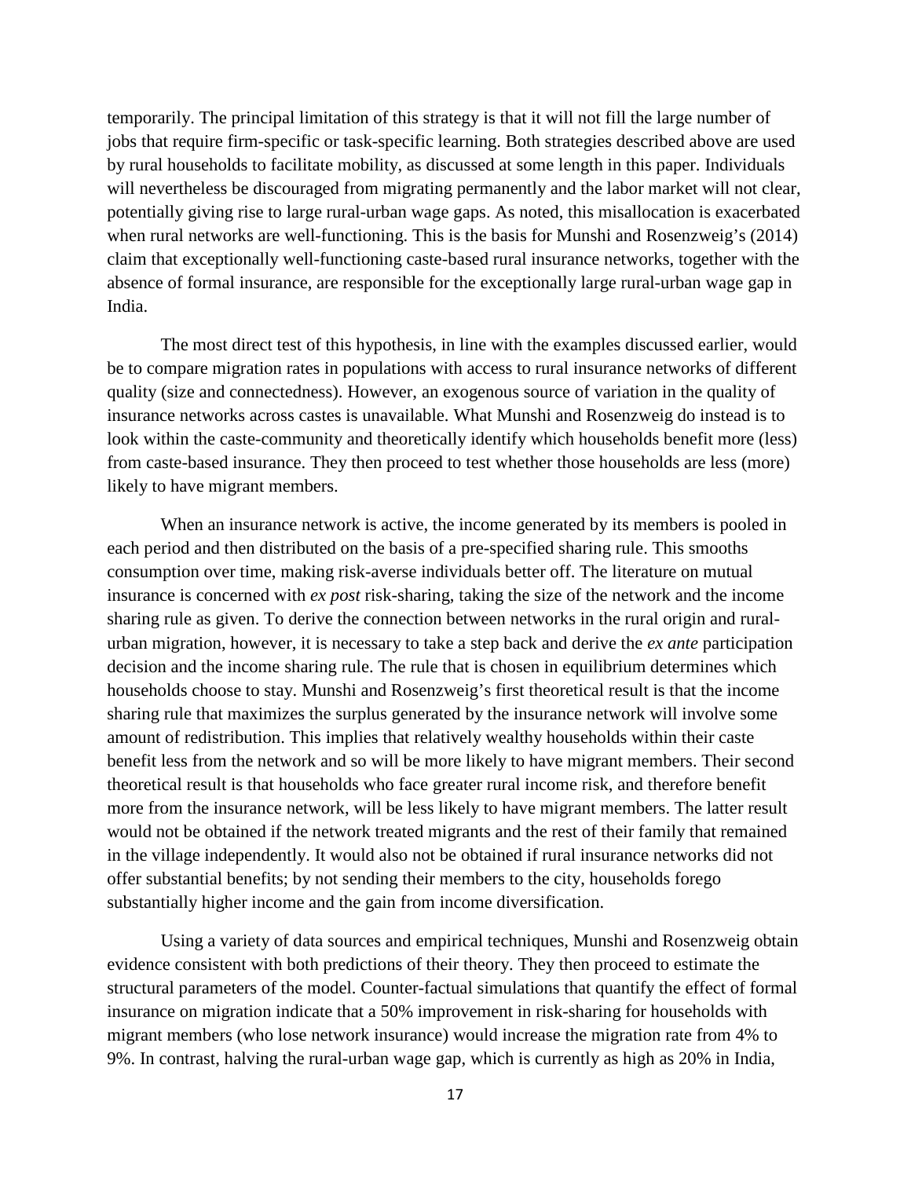temporarily. The principal limitation of this strategy is that it will not fill the large number of jobs that require firm-specific or task-specific learning. Both strategies described above are used by rural households to facilitate mobility, as discussed at some length in this paper. Individuals will nevertheless be discouraged from migrating permanently and the labor market will not clear, potentially giving rise to large rural-urban wage gaps. As noted, this misallocation is exacerbated when rural networks are well-functioning. This is the basis for Munshi and Rosenzweig's (2014) claim that exceptionally well-functioning caste-based rural insurance networks, together with the absence of formal insurance, are responsible for the exceptionally large rural-urban wage gap in India.

The most direct test of this hypothesis, in line with the examples discussed earlier, would be to compare migration rates in populations with access to rural insurance networks of different quality (size and connectedness). However, an exogenous source of variation in the quality of insurance networks across castes is unavailable. What Munshi and Rosenzweig do instead is to look within the caste-community and theoretically identify which households benefit more (less) from caste-based insurance. They then proceed to test whether those households are less (more) likely to have migrant members.

When an insurance network is active, the income generated by its members is pooled in each period and then distributed on the basis of a pre-specified sharing rule. This smooths consumption over time, making risk-averse individuals better off. The literature on mutual insurance is concerned with *ex post* risk-sharing, taking the size of the network and the income sharing rule as given. To derive the connection between networks in the rural origin and rural-urban migration, however, it is necessary to take a step back and derive the *ex ante* participation decision and the income sharing rule. The rule that is chosen in equilibrium determines which households choose to stay. Munshi and Rosenzweig's first theoretical result is that the income sharing rule that maximizes the surplus generated by the insurance network will involve some amount of redistribution. This implies that relatively wealthy households within their caste benefit less from the network and so will be more likely to have migrant members. Their second theoretical result is that households who face greater rural income risk, and therefore benefit more from the insurance network, will be less likely to have migrant members. The latter result would not be obtained if the network treated migrants and the rest of their family that remained in the village independently. It would also not be obtained if rural insurance networks did not offer substantial benefits; by not sending their members to the city, households forego substantially higher income and the gain from income diversification.

Using a variety of data sources and empirical techniques, Munshi and Rosenzweig obtain evidence consistent with both predictions of their theory. They then proceed to estimate the structural parameters of the model. Counter-factual simulations that quantify the effect of formal insurance on migration indicate that a 50% improvement in risk-sharing for households with migrant members (who lose network insurance) would increase the migration rate from 4% to 9%. In contrast, halving the rural-urban wage gap, which is currently as high as 20% in India,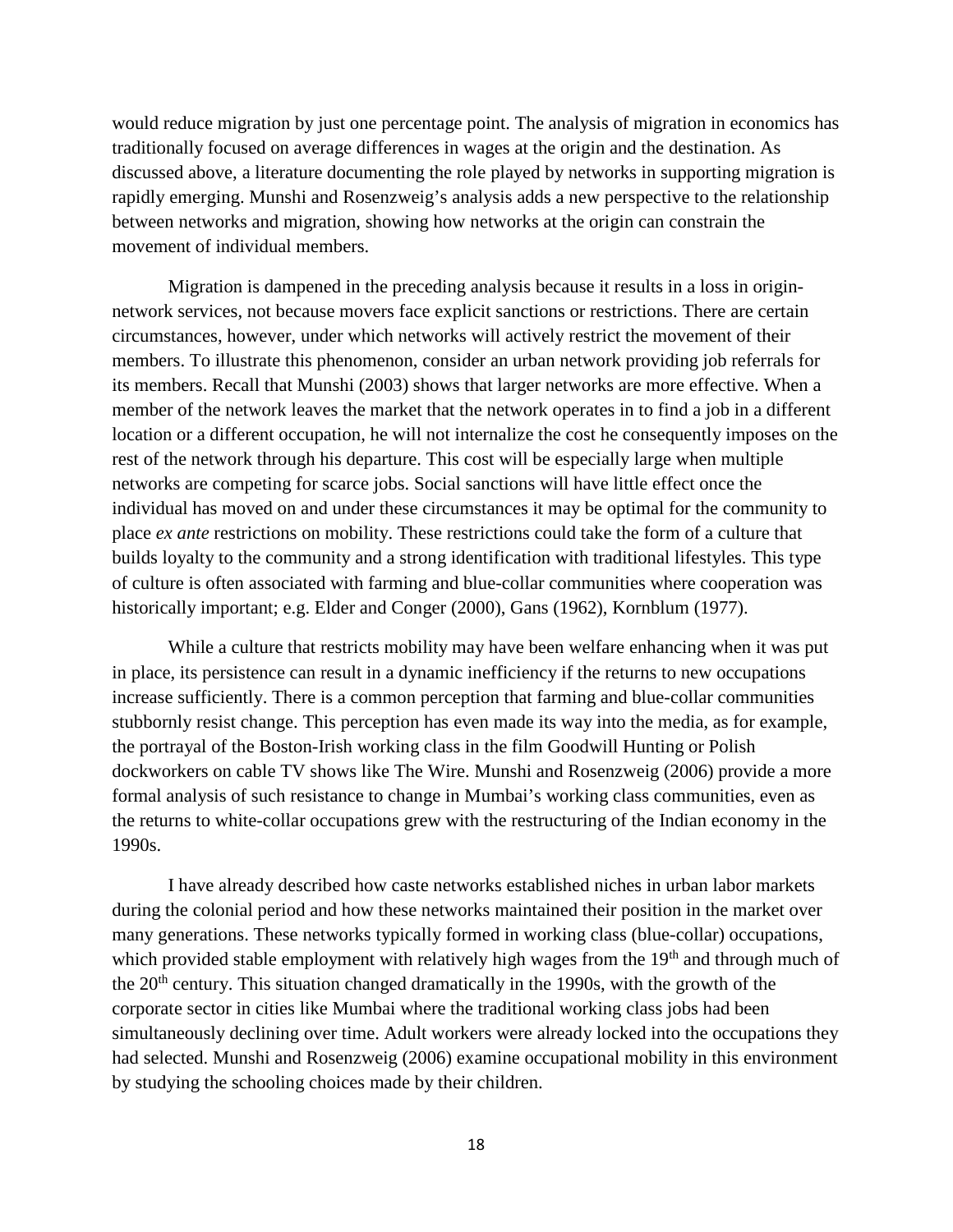would reduce migration by just one percentage point. The analysis of migration in economics has traditionally focused on average differences in wages at the origin and the destination. As discussed above, a literature documenting the role played by networks in supporting migration is rapidly emerging. Munshi and Rosenzweig's analysis adds a new perspective to the relationship between networks and migration, showing how networks at the origin can constrain the movement of individual members.

Migration is dampened in the preceding analysis because it results in a loss in origin-network services, not because movers face explicit sanctions or restrictions. There are certain circumstances, however, under which networks will actively restrict the movement of their members. To illustrate this phenomenon, consider an urban network providing job referrals for its members. Recall that Munshi (2003) shows that larger networks are more effective. When a member of the network leaves the market that the network operates in to find a job in a different location or a different occupation, he will not internalize the cost he consequently imposes on the rest of the network through his departure. This cost will be especially large when multiple networks are competing for scarce jobs. Social sanctions will have little effect once the individual has moved on and under these circumstances it may be optimal for the community to place *ex ante* restrictions on mobility. These restrictions could take the form of a culture that builds loyalty to the community and a strong identification with traditional lifestyles. This type of culture is often associated with farming and blue-collar communities where cooperation was historically important; e.g. Elder and Conger (2000), Gans (1962), Kornblum (1977).

While a culture that restricts mobility may have been welfare enhancing when it was put in place, its persistence can result in a dynamic inefficiency if the returns to new occupations increase sufficiently. There is a common perception that farming and blue-collar communities stubbornly resist change. This perception has even made its way into the media, as for example, the portrayal of the Boston-Irish working class in the film Goodwill Hunting or Polish dockworkers on cable TV shows like The Wire. Munshi and Rosenzweig (2006) provide a more formal analysis of such resistance to change in Mumbai's working class communities, even as the returns to white-collar occupations grew with the restructuring of the Indian economy in the 1990s.

I have already described how caste networks established niches in urban labor markets during the colonial period and how these networks maintained their position in the market over many generations. These networks typically formed in working class (blue-collar) occupations, which provided stable employment with relatively high wages from the 19th and through much of the 20th century. This situation changed dramatically in the 1990s, with the growth of the corporate sector in cities like Mumbai where the traditional working class jobs had been simultaneously declining over time. Adult workers were already locked into the occupations they had selected. Munshi and Rosenzweig (2006) examine occupational mobility in this environment by studying the schooling choices made by their children.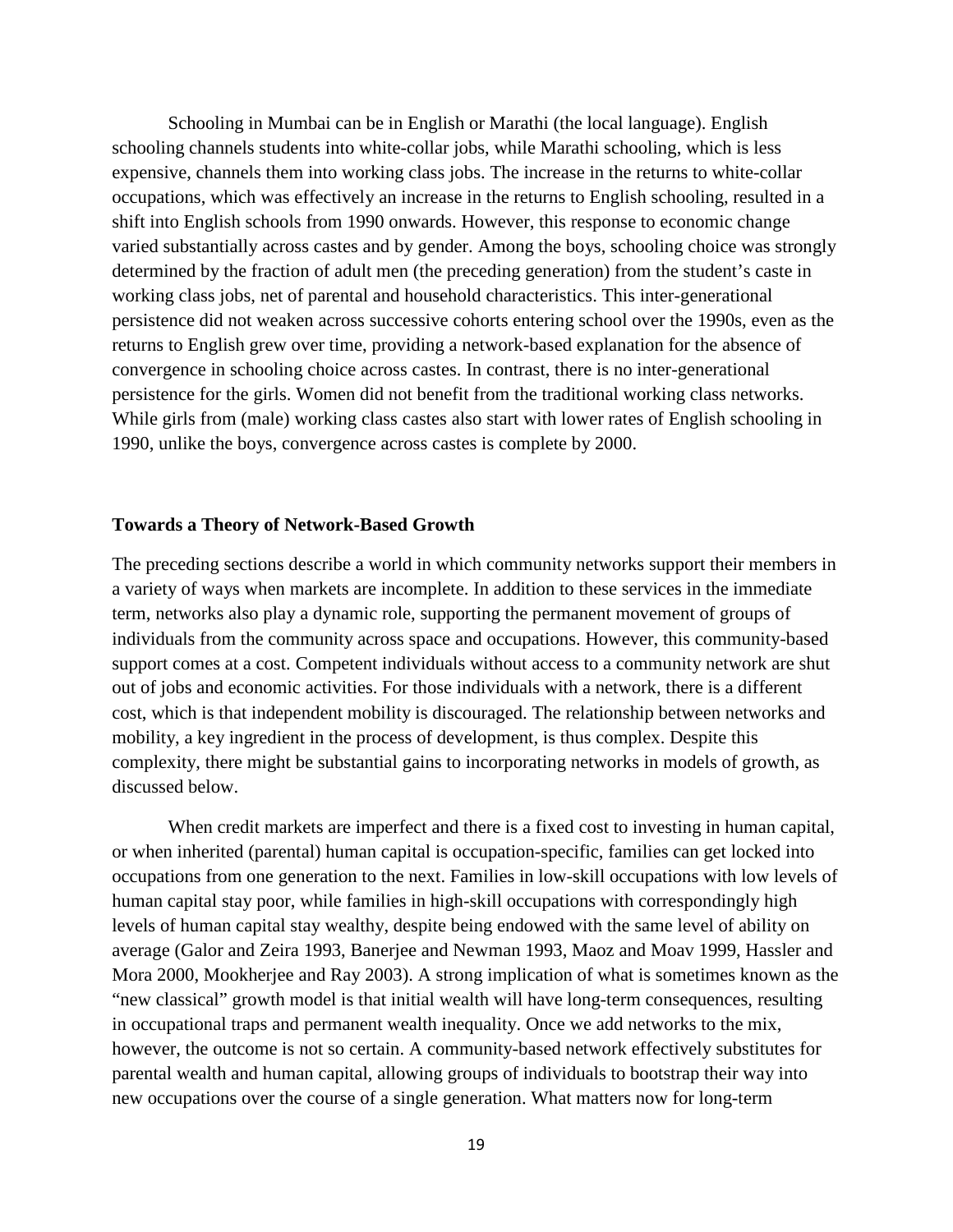Schooling in Mumbai can be in English or Marathi (the local language). English schooling channels students into white-collar jobs, while Marathi schooling, which is less expensive, channels them into working class jobs. The increase in the returns to white-collar occupations, which was effectively an increase in the returns to English schooling, resulted in a shift into English schools from 1990 onwards. However, this response to economic change varied substantially across castes and by gender. Among the boys, schooling choice was strongly determined by the fraction of adult men (the preceding generation) from the student's caste in working class jobs, net of parental and household characteristics. This inter-generational persistence did not weaken across successive cohorts entering school over the 1990s, even as the returns to English grew over time, providing a network-based explanation for the absence of convergence in schooling choice across castes. In contrast, there is no inter-generational persistence for the girls. Women did not benefit from the traditional working class networks. While girls from (male) working class castes also start with lower rates of English schooling in 1990, unlike the boys, convergence across castes is complete by 2000.

## Towards a Theory of Network-Based Growth

The preceding sections describe a world in which community networks support their members in a variety of ways when markets are incomplete. In addition to these services in the immediate term, networks also play a dynamic role, supporting the permanent movement of groups of individuals from the community across space and occupations. However, this community-based support comes at a cost. Competent individuals without access to a community network are shut out of jobs and economic activities. For those individuals with a network, there is a different cost, which is that independent mobility is discouraged. The relationship between networks and mobility, a key ingredient in the process of development, is thus complex. Despite this complexity, there might be substantial gains to incorporating networks in models of growth, as discussed below.

When credit markets are imperfect and there is a fixed cost to investing in human capital, or when inherited (parental) human capital is occupation-specific, families can get locked into occupations from one generation to the next. Families in low-skill occupations with low levels of human capital stay poor, while families in high-skill occupations with correspondingly high levels of human capital stay wealthy, despite being endowed with the same level of ability on average (Galor and Zeira 1993, Banerjee and Newman 1993, Maoz and Moav 1999, Hassler and Mora 2000, Mookherjee and Ray 2003). A strong implication of what is sometimes known as the "new classical" growth model is that initial wealth will have long-term consequences, resulting in occupational traps and permanent wealth inequality. Once we add networks to the mix, however, the outcome is not so certain. A community-based network effectively substitutes for parental wealth and human capital, allowing groups of individuals to bootstrap their way into new occupations over the course of a single generation. What matters now for long-term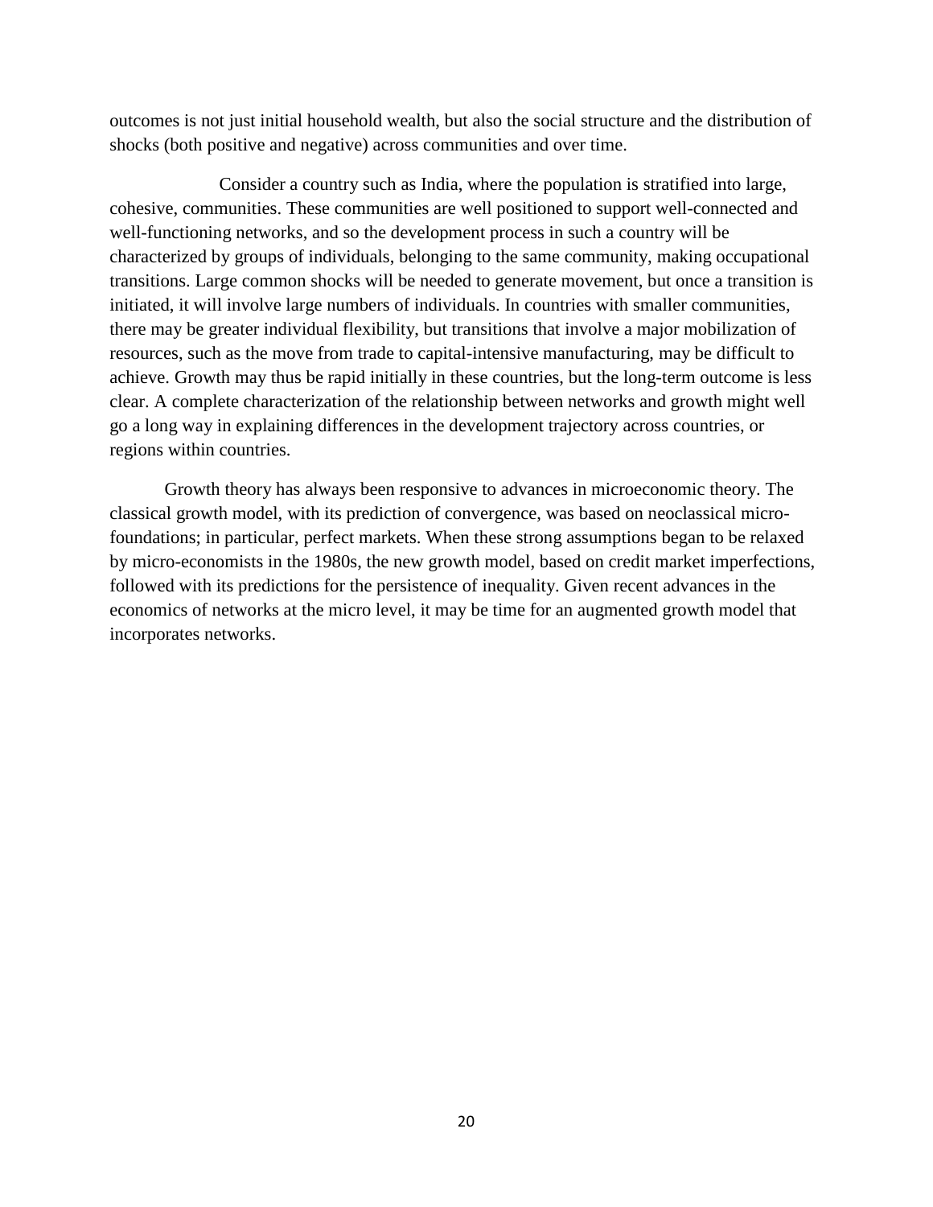outcomes is not just initial household wealth, but also the social structure and the distribution of shocks (both positive and negative) across communities and over time.

Consider a country such as India, where the population is stratified into large, cohesive, communities. These communities are well positioned to support well-connected and well-functioning networks, and so the development process in such a country will be characterized by groups of individuals, belonging to the same community, making occupational transitions. Large common shocks will be needed to generate movement, but once a transition is initiated, it will involve large numbers of individuals. In countries with smaller communities, there may be greater individual flexibility, but transitions that involve a major mobilization of resources, such as the move from trade to capital-intensive manufacturing, may be difficult to achieve. Growth may thus be rapid initially in these countries, but the long-term outcome is less clear. A complete characterization of the relationship between networks and growth might well go a long way in explaining differences in the development trajectory across countries, or regions within countries.

Growth theory has always been responsive to advances in microeconomic theory. The classical growth model, with its prediction of convergence, was based on neoclassical micro-foundations; in particular, perfect markets. When these strong assumptions began to be relaxed by micro-economists in the 1980s, the new growth model, based on credit market imperfections, followed with its predictions for the persistence of inequality. Given recent advances in the economics of networks at the micro level, it may be time for an augmented growth model that incorporates networks.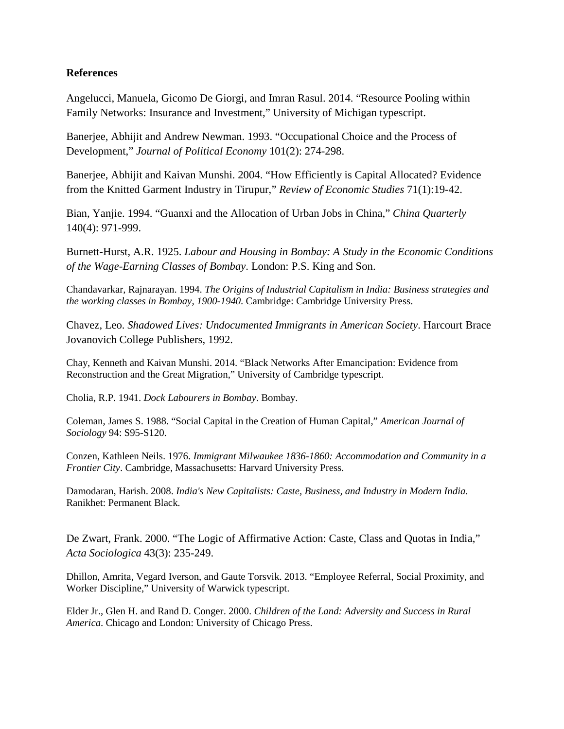**References**

Angelucci, Manuela, Gicomo De Giorgi, and Imran Rasul. 2014. "Resource Pooling within Family Networks: Insurance and Investment," University of Michigan typescript.

Banerjee, Abhijit and Andrew Newman. 1993. "Occupational Choice and the Process of Development," *Journal of Political Economy* 101(2): 274-298.

Banerjee, Abhijit and Kaivan Munshi. 2004. "How Efficiently is Capital Allocated? Evidence from the Knitted Garment Industry in Tirupur," *Review of Economic Studies* 71(1):19-42.

Bian, Yanjie. 1994. "Guanxi and the Allocation of Urban Jobs in China," *China Quarterly* 140(4): 971-999.

Burnett-Hurst, A.R. 1925. *Labour and Housing in Bombay: A Study in the Economic Conditions of the Wage-Earning Classes of Bombay*. London: P.S. King and Son.

Chandavarkar, Rajnarayan. 1994. *The Origins of Industrial Capitalism in India: Business strategies and the working classes in Bombay, 1900-1940*. Cambridge: Cambridge University Press.

Chavez, Leo. *Shadowed Lives: Undocumented Immigrants in American Society*. Harcourt Brace Jovanovich College Publishers, 1992.

Chay, Kenneth and Kaivan Munshi. 2014. "Black Networks After Emancipation: Evidence from Reconstruction and the Great Migration," University of Cambridge typescript.

Cholia, R.P. 1941. *Dock Labourers in Bombay*. Bombay.

Coleman, James S. 1988. "Social Capital in the Creation of Human Capital," *American Journal of Sociology* 94: S95-S120.

Conzen, Kathleen Neils. 1976. *Immigrant Milwaukee 1836-1860: Accommodation and Community in a Frontier City*. Cambridge, Massachusetts: Harvard University Press.

Damodaran, Harish. 2008. *India's New Capitalists: Caste, Business, and Industry in Modern India*. Ranikhet: Permanent Black.

De Zwart, Frank. 2000. "The Logic of Affirmative Action: Caste, Class and Quotas in India," *Acta Sociologica* 43(3): 235-249.

Dhillon, Amrita, Vegard Iverson, and Gaute Torsvik. 2013. "Employee Referral, Social Proximity, and Worker Discipline," University of Warwick typescript.

Elder Jr., Glen H. and Rand D. Conger. 2000. *Children of the Land: Adversity and Success in Rural America*. Chicago and London: University of Chicago Press.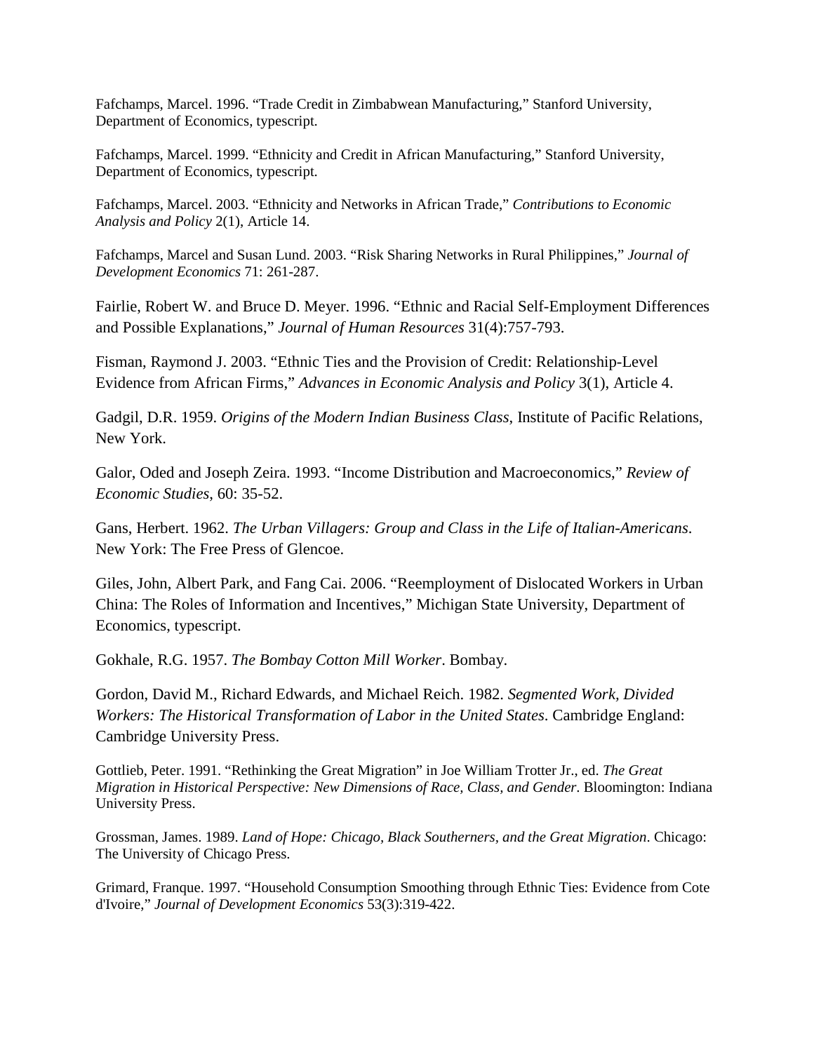Fafchamps, Marcel. 1996. "Trade Credit in Zimbabwean Manufacturing," Stanford University, Department of Economics, typescript.

Fafchamps, Marcel. 1999. "Ethnicity and Credit in African Manufacturing," Stanford University, Department of Economics, typescript.

Fafchamps, Marcel. 2003. "Ethnicity and Networks in African Trade," *Contributions to Economic Analysis and Policy* 2(1), Article 14.

Fafchamps, Marcel and Susan Lund. 2003. "Risk Sharing Networks in Rural Philippines," *Journal of Development Economics* 71: 261-287.

Fairlie, Robert W. and Bruce D. Meyer. 1996. "Ethnic and Racial Self-Employment Differences and Possible Explanations," *Journal of Human Resources* 31(4):757-793.

Fisman, Raymond J. 2003. "Ethnic Ties and the Provision of Credit: Relationship-Level Evidence from African Firms," *Advances in Economic Analysis and Policy* 3(1), Article 4.

Gadgil, D.R. 1959. *Origins of the Modern Indian Business Class*, Institute of Pacific Relations, New York.

Galor, Oded and Joseph Zeira. 1993. "Income Distribution and Macroeconomics," *Review of Economic Studies*, 60: 35-52.

Gans, Herbert. 1962. *The Urban Villagers: Group and Class in the Life of Italian-Americans*. New York: The Free Press of Glencoe.

Giles, John, Albert Park, and Fang Cai. 2006. "Reemployment of Dislocated Workers in Urban China: The Roles of Information and Incentives," Michigan State University, Department of Economics, typescript.

Gokhale, R.G. 1957. *The Bombay Cotton Mill Worker*. Bombay.

Gordon, David M., Richard Edwards, and Michael Reich. 1982. *Segmented Work, Divided Workers: The Historical Transformation of Labor in the United States*. Cambridge England: Cambridge University Press.

Gottlieb, Peter. 1991. "Rethinking the Great Migration" in Joe William Trotter Jr., ed. *The Great Migration in Historical Perspective: New Dimensions of Race, Class, and Gender*. Bloomington: Indiana University Press.

Grossman, James. 1989. *Land of Hope: Chicago, Black Southerners, and the Great Migration*. Chicago: The University of Chicago Press.

Grimard, Franque. 1997. "Household Consumption Smoothing through Ethnic Ties: Evidence from Cote d'Ivoire," *Journal of Development Economics* 53(3):319-422.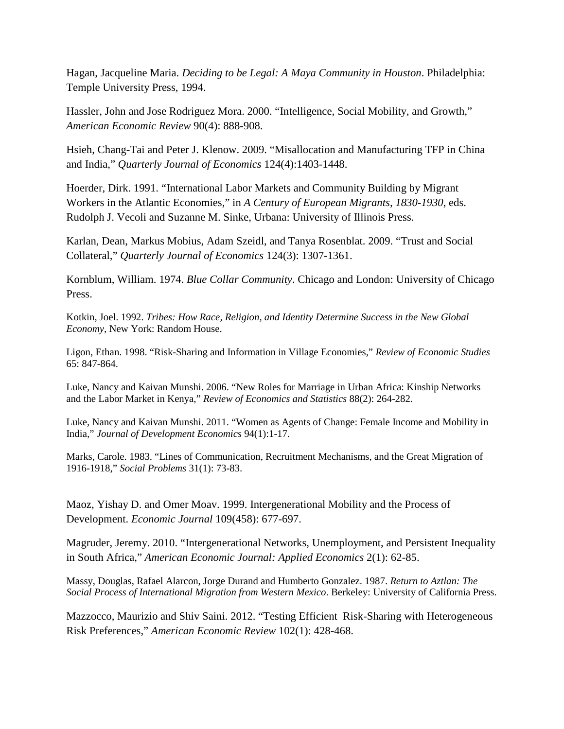Hagan, Jacqueline Maria. *Deciding to be Legal: A Maya Community in Houston*. Philadelphia: Temple University Press, 1994.

Hassler, John and Jose Rodriguez Mora. 2000. "Intelligence, Social Mobility, and Growth," *American Economic Review* 90(4): 888-908.

Hsieh, Chang-Tai and Peter J. Klenow. 2009. "Misallocation and Manufacturing TFP in China and India," *Quarterly Journal of Economics* 124(4):1403-1448.

Hoerder, Dirk. 1991. "International Labor Markets and Community Building by Migrant Workers in the Atlantic Economies," in *A Century of European Migrants, 1830-1930*, eds. Rudolph J. Vecoli and Suzanne M. Sinke, Urbana: University of Illinois Press.

Karlan, Dean, Markus Mobius, Adam Szeidl, and Tanya Rosenblat. 2009. "Trust and Social Collateral," *Quarterly Journal of Economics* 124(3): 1307-1361.

Kornblum, William. 1974. *Blue Collar Community*. Chicago and London: University of Chicago Press.

Kotkin, Joel. 1992. *Tribes: How Race, Religion, and Identity Determine Success in the New Global Economy*, New York: Random House.

Ligon, Ethan. 1998. "Risk-Sharing and Information in Village Economies," *Review of Economic Studies* 65: 847-864.

Luke, Nancy and Kaivan Munshi. 2006. "New Roles for Marriage in Urban Africa: Kinship Networks and the Labor Market in Kenya," *Review of Economics and Statistics* 88(2): 264-282.

Luke, Nancy and Kaivan Munshi. 2011. "Women as Agents of Change: Female Income and Mobility in India," *Journal of Development Economics* 94(1):1-17.

Marks, Carole. 1983. "Lines of Communication, Recruitment Mechanisms, and the Great Migration of 1916-1918," *Social Problems* 31(1): 73-83.

Maoz, Yishay D. and Omer Moav. 1999. Intergenerational Mobility and the Process of Development. *Economic Journal* 109(458): 677-697.

Magruder, Jeremy. 2010. "Intergenerational Networks, Unemployment, and Persistent Inequality in South Africa," *American Economic Journal: Applied Economics* 2(1): 62-85.

Massy, Douglas, Rafael Alarcon, Jorge Durand and Humberto Gonzalez. 1987. *Return to Aztlan: The Social Process of International Migration from Western Mexico*. Berkeley: University of California Press.

Mazzocco, Maurizio and Shiv Saini. 2012. "Testing Efficient Risk-Sharing with Heterogeneous Risk Preferences," *American Economic Review* 102(1): 428-468.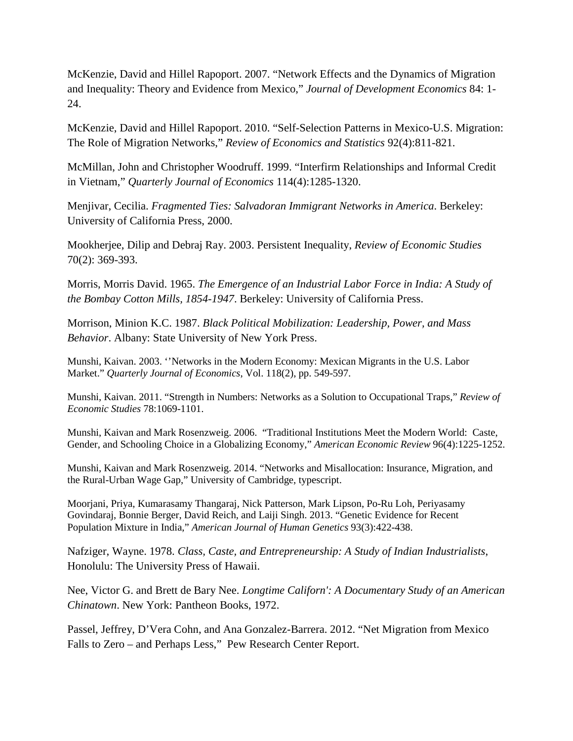McKenzie, David and Hillel Rapoport. 2007. “Network Effects and the Dynamics of Migration and Inequality: Theory and Evidence from Mexico,” *Journal of Development Economics* 84: 1-24.

McKenzie, David and Hillel Rapoport. 2010. “Self-Selection Patterns in Mexico-U.S. Migration: The Role of Migration Networks,” *Review of Economics and Statistics* 92(4):811-821.

McMillan, John and Christopher Woodruff. 1999. “Interfirm Relationships and Informal Credit in Vietnam,” *Quarterly Journal of Economics* 114(4):1285-1320.

Menjivar, Cecilia. *Fragmented Ties: Salvadoran Immigrant Networks in America*. Berkeley: University of California Press, 2000.

Mookherjee, Dilip and Debraj Ray. 2003. Persistent Inequality, *Review of Economic Studies* 70(2): 369-393.

Morris, Morris David. 1965. *The Emergence of an Industrial Labor Force in India: A Study of the Bombay Cotton Mills, 1854-1947*. Berkeley: University of California Press.

Morrison, Minion K.C. 1987. *Black Political Mobilization: Leadership, Power, and Mass Behavior*. Albany: State University of New York Press.

Munshi, Kaivan. 2003. ‘’Networks in the Modern Economy: Mexican Migrants in the U.S. Labor Market.” *Quarterly Journal of Economics*, Vol. 118(2), pp. 549-597.

Munshi, Kaivan. 2011. “Strength in Numbers: Networks as a Solution to Occupational Traps,” *Review of Economic Studies* 78:1069-1101.

Munshi, Kaivan and Mark Rosenzweig. 2006. “Traditional Institutions Meet the Modern World: Caste, Gender, and Schooling Choice in a Globalizing Economy,” *American Economic Review* 96(4):1225-1252.

Munshi, Kaivan and Mark Rosenzweig. 2014. “Networks and Misallocation: Insurance, Migration, and the Rural-Urban Wage Gap,” University of Cambridge, typescript.

Moorjani, Priya, Kumarasamy Thangaraj, Nick Patterson, Mark Lipson, Po-Ru Loh, Periyasamy Govindaraj, Bonnie Berger, David Reich, and Laiji Singh. 2013. “Genetic Evidence for Recent Population Mixture in India,” *American Journal of Human Genetics* 93(3):422-438.

Nafziger, Wayne. 1978. *Class, Caste, and Entrepreneurship: A Study of Indian Industrialists*, Honolulu: The University Press of Hawaii.

Nee, Victor G. and Brett de Bary Nee. *Longtime Californ': A Documentary Study of an American Chinatown*. New York: Pantheon Books, 1972.

Passel, Jeffrey, D’Vera Cohn, and Ana Gonzalez-Barrera. 2012. “Net Migration from Mexico Falls to Zero – and Perhaps Less,” Pew Research Center Report.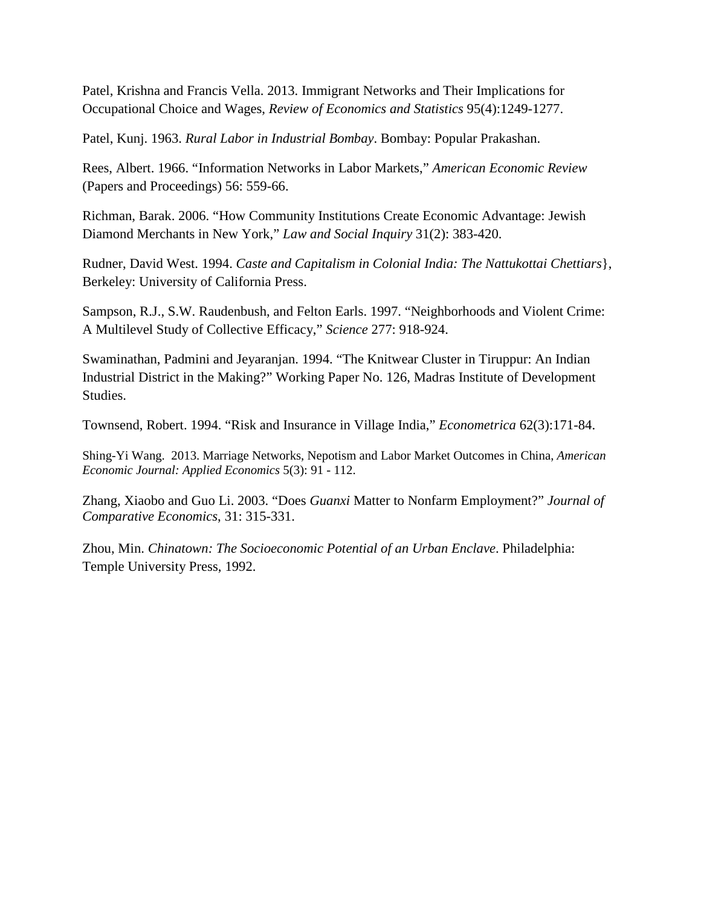Patel, Krishna and Francis Vella. 2013. Immigrant Networks and Their Implications for Occupational Choice and Wages, *Review of Economics and Statistics* 95(4):1249-1277.

Patel, Kunj. 1963. *Rural Labor in Industrial Bombay*. Bombay: Popular Prakashan.

Rees, Albert. 1966. "Information Networks in Labor Markets," *American Economic Review* (Papers and Proceedings) 56: 559-66.

Richman, Barak. 2006. "How Community Institutions Create Economic Advantage: Jewish Diamond Merchants in New York," *Law and Social Inquiry* 31(2): 383-420.

Rudner, David West. 1994. *Caste and Capitalism in Colonial India: The Nattukottai Chettiars*}, Berkeley: University of California Press.

Sampson, R.J., S.W. Raudenbush, and Felton Earls. 1997. "Neighborhoods and Violent Crime: A Multilevel Study of Collective Efficacy," *Science* 277: 918-924.

Swaminathan, Padmini and Jeyaranjan. 1994. "The Knitwear Cluster in Tiruppur: An Indian Industrial District in the Making?" Working Paper No. 126, Madras Institute of Development Studies.

Townsend, Robert. 1994. "Risk and Insurance in Village India," *Econometrica* 62(3):171-84.

Shing-Yi Wang. 2013. Marriage Networks, Nepotism and Labor Market Outcomes in China, *American Economic Journal: Applied Economics* 5(3): 91 - 112.

Zhang, Xiaobo and Guo Li. 2003. "Does *Guanxi* Matter to Nonfarm Employment?" *Journal of Comparative Economics*, 31: 315-331.

Zhou, Min. *Chinatown: The Socioeconomic Potential of an Urban Enclave*. Philadelphia: Temple University Press, 1992.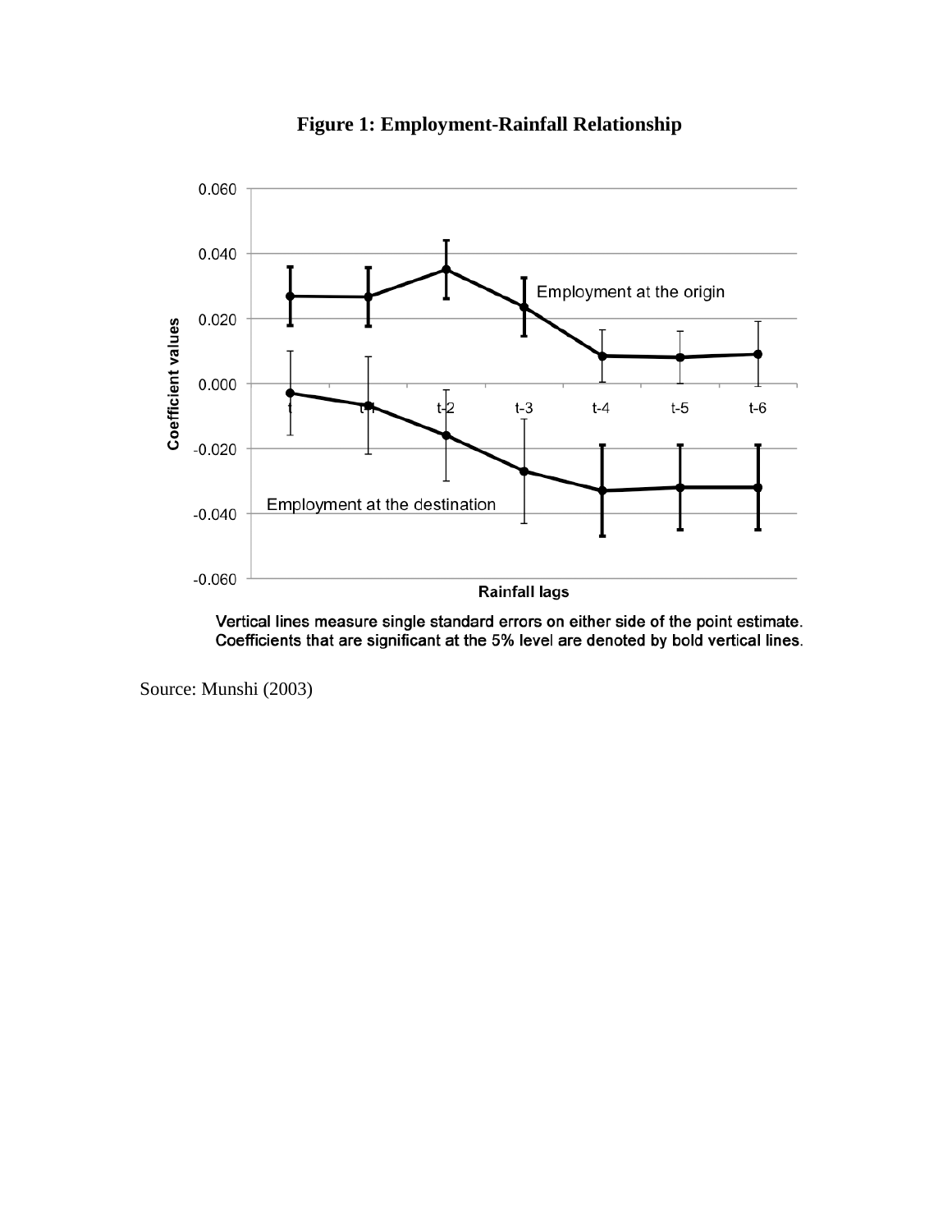**Figure 1: Employment-Rainfall Relationship**

Vertical lines measure single standard errors on either side of the point estimate. Coefficients that are significant at the 5% level are denoted by bold vertical lines.

Source: Munshi (2003)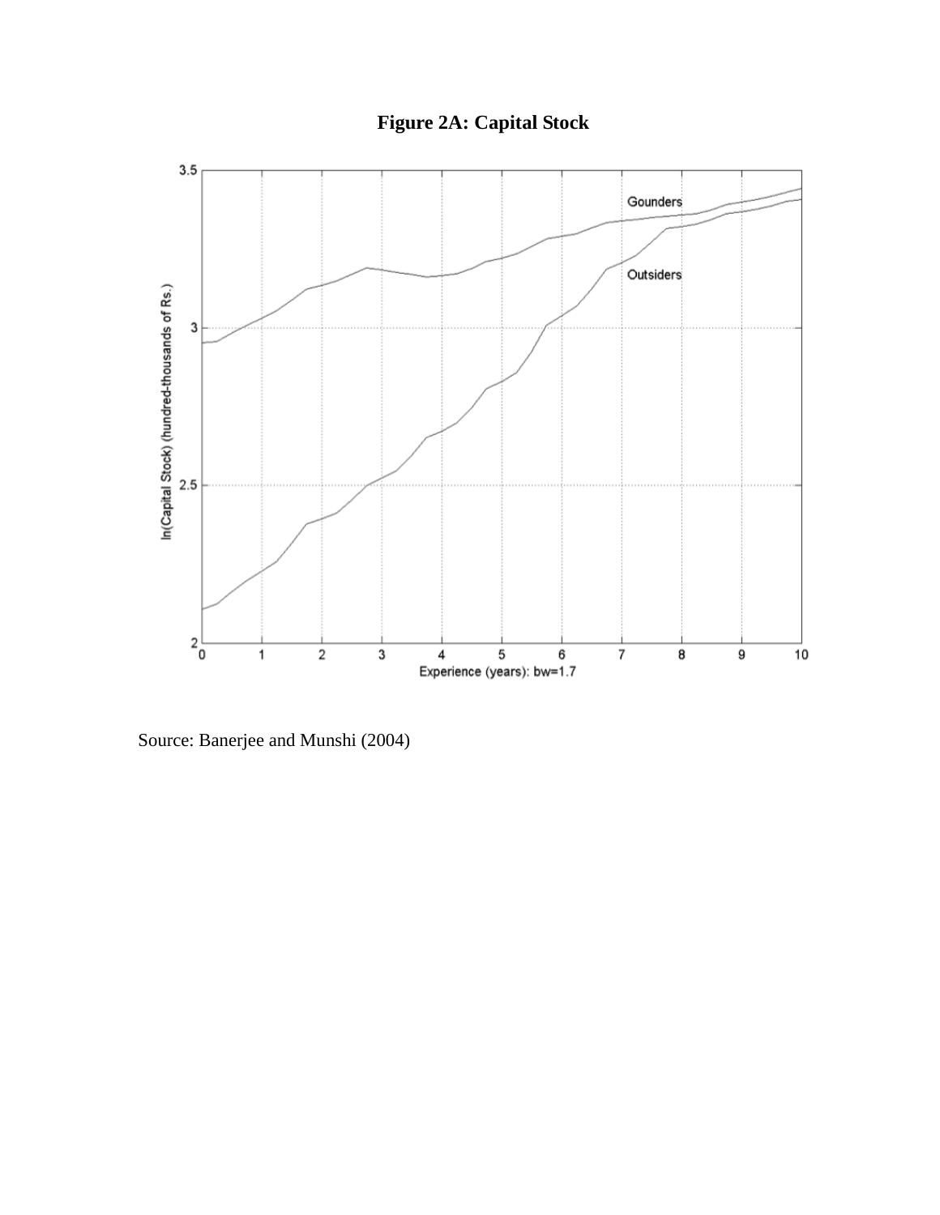**Figure 2A: Capital Stock**

Source: Banerjee and Munshi (2004)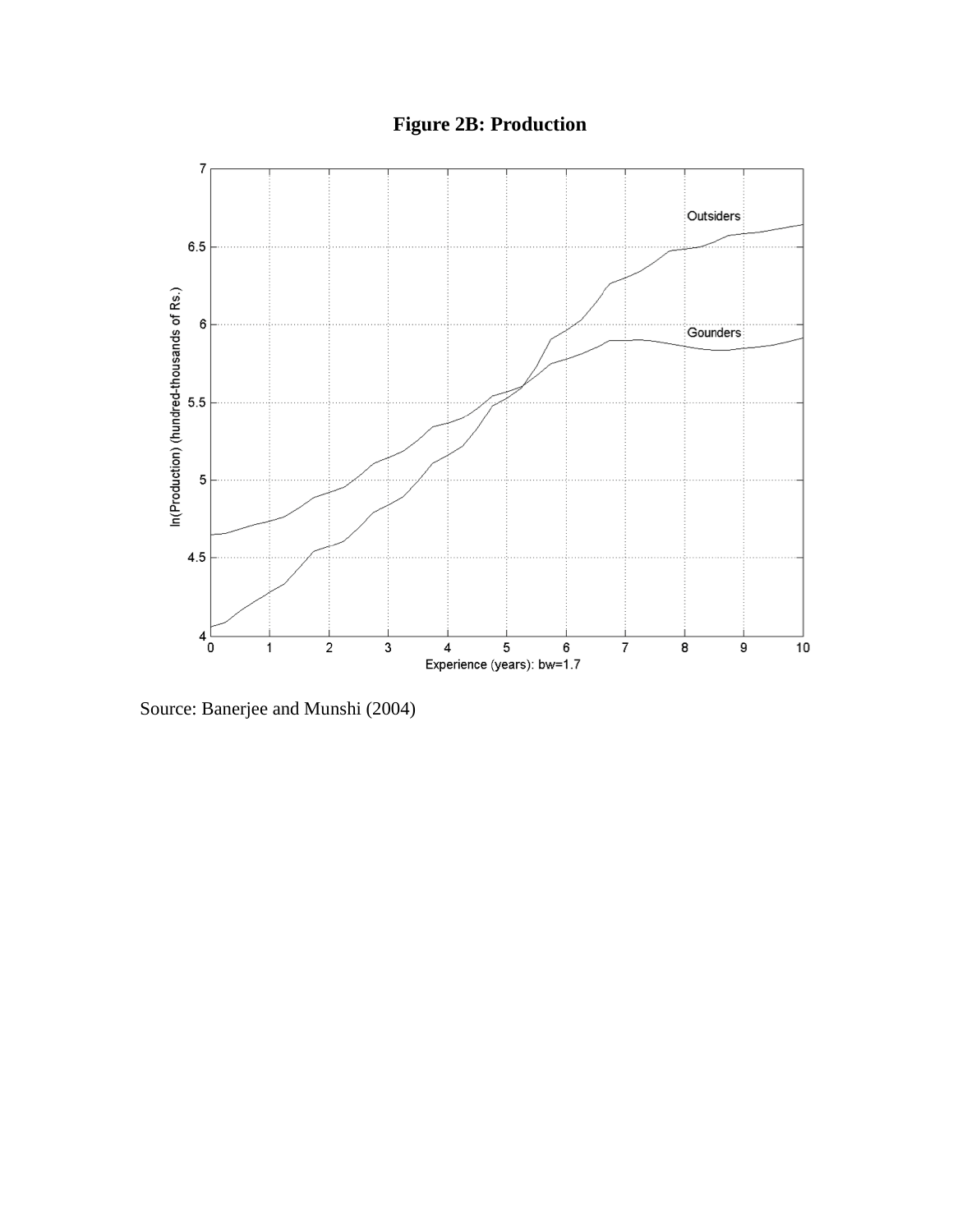**Figure 2B: Production**

Source: Banerjee and Munshi (2004)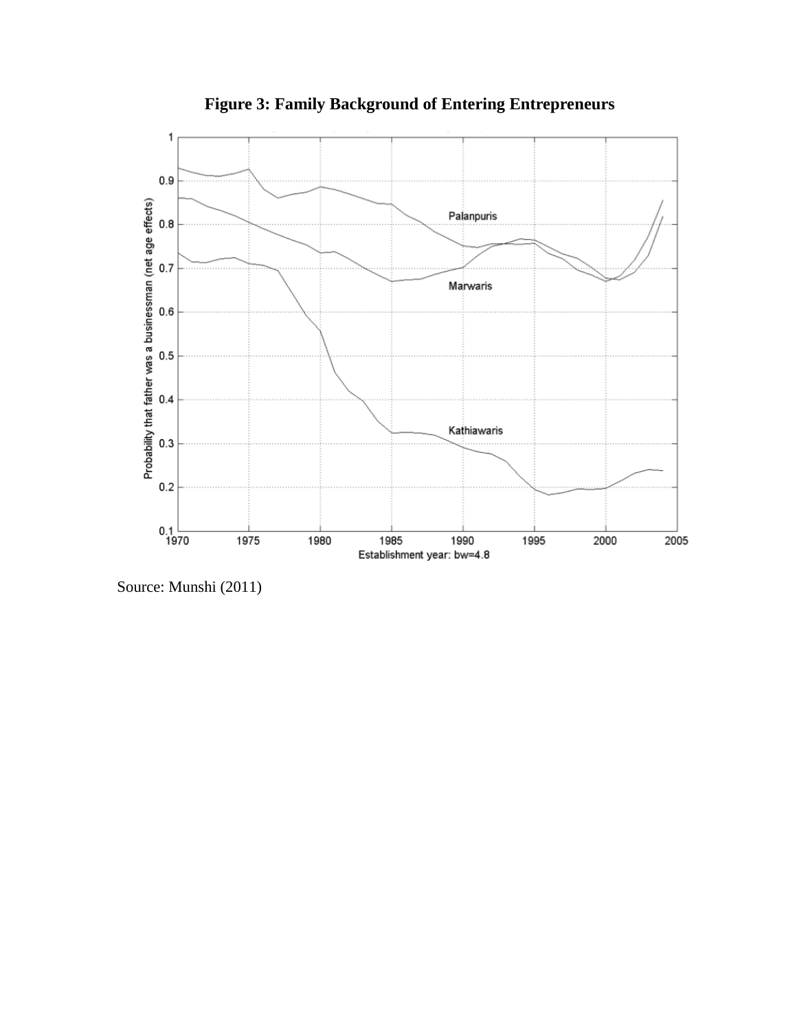**Figure 3: Family Background of Entering Entrepreneurs**

Source: Munshi (2011)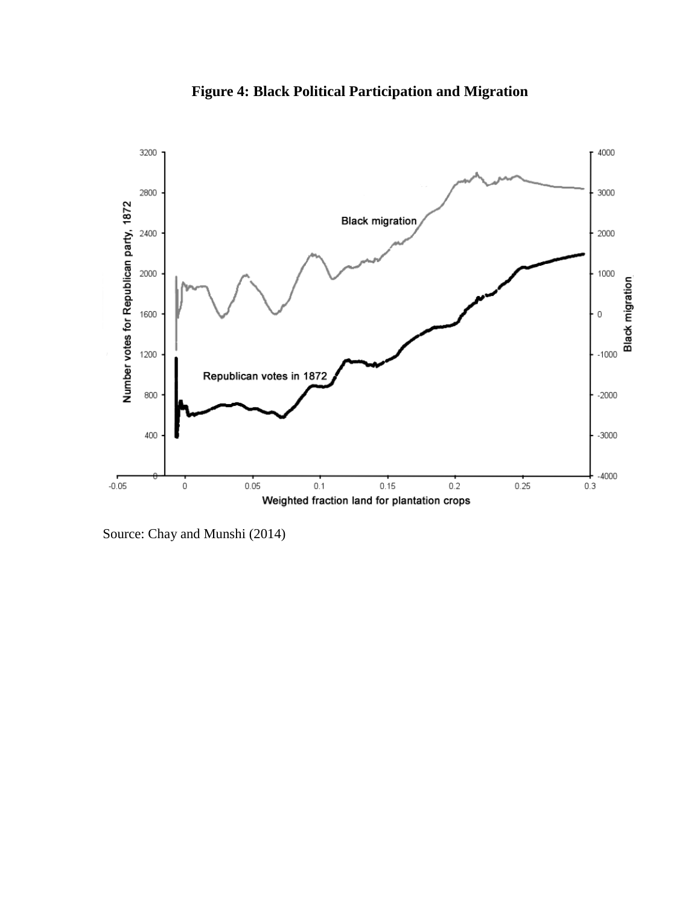**Figure 4: Black Political Participation and Migration**

Source: Chay and Munshi (2014)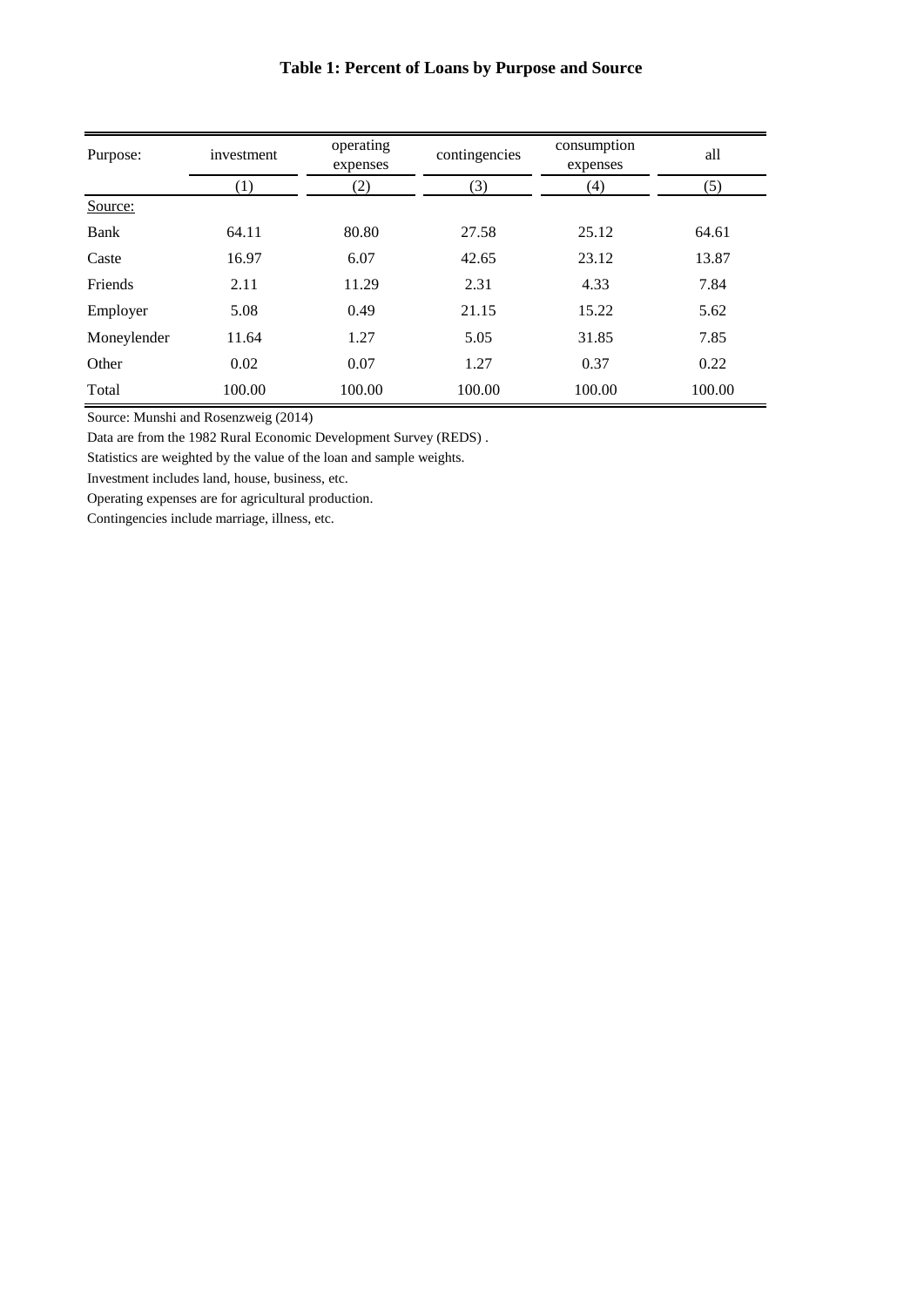**Table 1: Percent of Loans by Purpose and Source**

| Purpose: | investment | operating expenses | contingencies | consumption expenses | all |
|---|---|---|---|---|---|
| | (1) | (2) | (3) | (4) | (5) |
| Source: | | | | | |
| Bank | 64.11 | 80.80 | 27.58 | 25.12 | 64.61 |
| Caste | 16.97 | 6.07 | 42.65 | 23.12 | 13.87 |
| Friends | 2.11 | 11.29 | 2.31 | 4.33 | 7.84 |
| Employer | 5.08 | 0.49 | 21.15 | 15.22 | 5.62 |
| Moneylender | 11.64 | 1.27 | 5.05 | 31.85 | 7.85 |
| Other | 0.02 | 0.07 | 1.27 | 0.37 | 0.22 |
| Total | 100.00 | 100.00 | 100.00 | 100.00 | 100.00 |

Source: Munshi and Rosenzweig (2014)

Data are from the 1982 Rural Economic Development Survey (REDS) .

Statistics are weighted by the value of the loan and sample weights.

Investment includes land, house, business, etc.

Operating expenses are for agricultural production.

Contingencies include marriage, illness, etc.